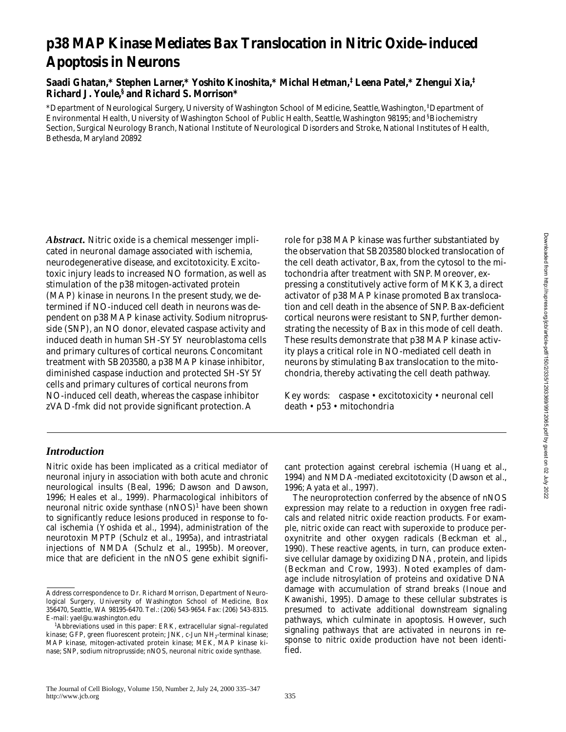# p38 MAP Kinase Mediates Bax Translocation in Nitric Oxide–induced Apoptosis in Neurons

**Saadi Ghatan,* Stephen Larner,* Yoshito Kinoshita,* Michal Hetman,‡ Leena Patel,* Zhengui Xia,‡ Richard J. Youle,§ and Richard S. Morrison***

*Department of Neurological Surgery, University of Washington School of Medicine, Seattle, Washington, ‡Department of Environmental Health, University of Washington School of Public Health, Seattle, Washington 98195; and §Biochemistry Section, Surgical Neurology Branch, National Institute of Neurological Disorders and Stroke, National Institutes of Health, Bethesda, Maryland 20892

***Abstract.*** Nitric oxide is a chemical messenger implicated in neuronal damage associated with ischemia, neurodegenerative disease, and excitotoxicity. Excitotoxic injury leads to increased NO formation, as well as stimulation of the p38 mitogen-activated protein (MAP) kinase in neurons. In the present study, we determined if NO-induced cell death in neurons was dependent on p38 MAP kinase activity. Sodium nitroprusside (SNP), an NO donor, elevated caspase activity and induced death in human SH-SY5Y neuroblastoma cells and primary cultures of cortical neurons. Concomitant treatment with SB203580, a p38 MAP kinase inhibitor, diminished caspase induction and protected SH-SY5Y cells and primary cultures of cortical neurons from NO-induced cell death, whereas the caspase inhibitor zVAD-fmk did not provide significant protection. A role for p38 MAP kinase was further substantiated by the observation that SB203580 blocked translocation of the cell death activator, Bax, from the cytosol to the mitochondria after treatment with SNP. Moreover, expressing a constitutively active form of MKK3, a direct activator of p38 MAP kinase promoted Bax translocation and cell death in the absence of SNP. Bax-deficient cortical neurons were resistant to SNP, further demonstrating the necessity of Bax in this mode of cell death. These results demonstrate that p38 MAP kinase activity plays a critical role in NO-mediated cell death in neurons by stimulating Bax translocation to the mitochondria, thereby activating the cell death pathway.

Key words: caspase • excitotoxicity • neuronal cell death • p53 • mitochondria

## *Introduction*

Nitric oxide has been implicated as a critical mediator of neuronal injury in association with both acute and chronic neurological insults (Beal, 1996; Dawson and Dawson, 1996; Heales et al., 1999). Pharmacological inhibitors of neuronal nitric oxide synthase (nNOS)[1] have been shown to significantly reduce lesions produced in response to focal ischemia (Yoshida et al., 1994), administration of the neurotoxin MPTP (Schulz et al., 1995a), and intrastriatal injections of NMDA (Schulz et al., 1995b). Moreover, mice that are deficient in the nNOS gene exhibit significant protection against cerebral ischemia (Huang et al., 1994) and NMDA-mediated excitotoxicity (Dawson et al., 1996; Ayata et al., 1997).

The neuroprotection conferred by the absence of nNOS expression may relate to a reduction in oxygen free radicals and related nitric oxide reaction products. For example, nitric oxide can react with superoxide to produce peroxynitrite and other oxygen radicals (Beckman et al., 1990). These reactive agents, in turn, can produce extensive cellular damage by oxidizing DNA, protein, and lipids (Beckman and Crow, 1993). Noted examples of damage include nitrosylation of proteins and oxidative DNA damage with accumulation of strand breaks (Inoue and Kawanishi, 1995). Damage to these cellular substrates is presumed to activate additional downstream signaling pathways, which culminate in apoptosis. However, such signaling pathways that are activated in neurons in response to nitric oxide production have not been identified.

Address correspondence to Dr. Richard Morrison, Department of Neurological Surgery, University of Washington School of Medicine, Box 356470, Seattle, WA 98195-6470. Tel.: (206) 543-9654. Fax: (206) 543-8315. E-mail: yael@u.washington.edu

[1]Abbreviations used in this paper: ERK, extracellular signal–regulated kinase; GFP, green fluorescent protein; JNK, c-Jun $NH_2$-terminal kinase; MAP kinase, mitogen-activated protein kinase; MEK, MAP kinase kinase; SNP, sodium nitroprusside; nNOS, neuronal nitric oxide synthase.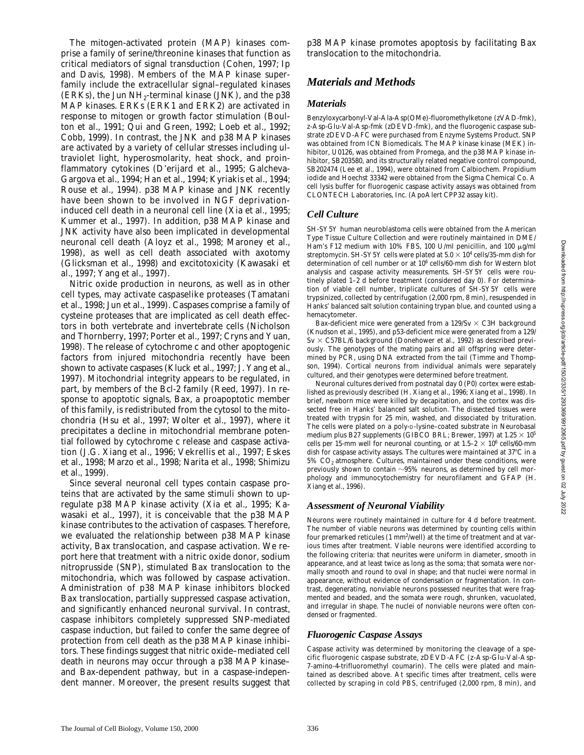The mitogen-activated protein (MAP) kinases comprise a family of serine/threonine kinases that function as critical mediators of signal transduction (Cohen, 1997; Ip and Davis, 1998). Members of the MAP kinase superfamily include the extracellular signal–regulated kinases (ERKs), the Jun $NH_2$-terminal kinase (JNK), and the p38 MAP kinases. ERKs (ERK1 and ERK2) are activated in response to mitogen or growth factor stimulation (Boulton et al., 1991; Qui and Green, 1992; Loeb et al., 1992; Cobb, 1999). In contrast, the JNK and p38 MAP kinases are activated by a variety of cellular stresses including ultraviolet light, hyperosmolarity, heat shock, and proinflammatory cytokines (D'erijard et al., 1995; Galcheva-Gargova et al., 1994; Han et al., 1994; Kyriakis et al., 1994; Rouse et al., 1994). p38 MAP kinase and JNK recently have been shown to be involved in NGF deprivation-induced cell death in a neuronal cell line (Xia et al., 1995; Kummer et al., 1997). In addition, p38 MAP kinase and JNK activity have also been implicated in developmental neuronal cell death (Aloyz et al., 1998; Maroney et al., 1998), as well as cell death associated with axotomy (Glicksman et al., 1998) and excitotoxicity (Kawasaki et al., 1997; Yang et al., 1997).

Nitric oxide production in neurons, as well as in other cell types, may activate caspaselike proteases (Tamatani et al., 1998; Jun et al., 1999). Caspases comprise a family of cysteine proteases that are implicated as cell death effectors in both vertebrate and invertebrate cells (Nicholson and Thornberry, 1997; Porter et al., 1997; Cryns and Yuan, 1998). The release of cytochrome c and other apoptogenic factors from injured mitochondria recently have been shown to activate caspases (Kluck et al., 1997; J. Yang et al., 1997). Mitochondrial integrity appears to be regulated, in part, by members of the Bcl-2 family (Reed, 1997). In response to apoptotic signals, Bax, a proapoptotic member of this family, is redistributed from the cytosol to the mitochondria (Hsu et al., 1997; Wolter et al., 1997), where it precipitates a decline in mitochondrial membrane potential followed by cytochrome c release and caspase activation (J.G. Xiang et al., 1996; Vekrellis et al., 1997; Eskes et al., 1998; Marzo et al., 1998; Narita et al., 1998; Shimizu et al., 1999).

Since several neuronal cell types contain caspase proteins that are activated by the same stimuli shown to upregulate p38 MAP kinase activity (Xia et al., 1995; Kawasaki et al., 1997), it is conceivable that the p38 MAP kinase contributes to the activation of caspases. Therefore, we evaluated the relationship between p38 MAP kinase activity, Bax translocation, and caspase activation. We report here that treatment with a nitric oxide donor, sodium nitroprusside (SNP), stimulated Bax translocation to the mitochondria, which was followed by caspase activation. Administration of p38 MAP kinase inhibitors blocked Bax translocation, partially suppressed caspase activation, and significantly enhanced neuronal survival. In contrast, caspase inhibitors completely suppressed SNP-mediated caspase induction, but failed to confer the same degree of protection from cell death as the p38 MAP kinase inhibitors. These findings suggest that nitric oxide–mediated cell death in neurons may occur through a p38 MAP kinase– and Bax-dependent pathway, but in a caspase-independent manner. Moreover, the present results suggest that p38 MAP kinase promotes apoptosis by facilitating Bax translocation to the mitochondria.

## Materials and Methods

### Materials

Benzyloxycarbonyl-Val-Ala-Asp(OMe)-fluoromethylketone (zVAD-fmk), z-Asp-Glu-Val-Asp-fmk (zDEVD-fmk), and the fluorogenic caspase substrate zDEVD-AFC were purchased from Enzyme Systems Product. SNP was obtained from ICN Biomedicals. The MAP kinase kinase (MEK) inhibitor, U0126, was obtained from Promega, and the p38 MAP kinase inhibitor, SB203580, and its structurally related negative control compound, SB202474 (Lee et al., 1994), were obtained from Calbiochem. Propidium iodide and Hoechst 33342 were obtained from the Sigma Chemical Co. A cell lysis buffer for fluorogenic caspase activity assays was obtained from CLONTECH Laboratories, Inc. (ApoAlert CPP32 assay kit).

### Cell Culture

SH-SY5Y human neuroblastoma cells were obtained from the American Type Tissue Culture Collection and were routinely maintained in DME/Ham's F12 medium with 10% FBS, 100 U/ml penicillin, and 100 μg/ml streptomycin. SH-SY5Y cells were plated at $5.0 \times 10^4$ cells/35-mm dish for determination of cell number or at $10^6$ cells/60-mm dish for Western blot analysis and caspase activity measurements. SH-SY5Y cells were routinely plated 1–2 d before treatment (considered day 0). For determination of viable cell number, triplicate cultures of SH-SY5Y cells were trypsinized, collected by centrifugation (2,000 rpm, 8 min), resuspended in Hanks' balanced salt solution containing trypan blue, and counted using a hemacytometer.

Bax-deficient mice were generated from a 129/Sv × C3H background (Knudson et al., 1995), and p53-deficient mice were generated from a 129/Sv × C57BL/6 background (Donehower et al., 1992) as described previously. The genotypes of the mating pairs and all offspring were determined by PCR, using DNA extracted from the tail (Timme and Thompson, 1994). Cortical neurons from individual animals were separately cultured, and their genotypes were determined before treatment.

Neuronal cultures derived from postnatal day 0 (P0) cortex were established as previously described (H. Xiang et al., 1996; Xiang et al., 1998). In brief, newborn mice were killed by decapitation, and the cortex was dissected free in Hanks' balanced salt solution. The dissected tissues were treated with trypsin for 25 min, washed, and dissociated by trituration. The cells were plated on a poly-D-lysine–coated substrate in Neurobasal medium plus B27 supplements (GIBCO BRL; Brewer, 1997) at $1.25 \times 10^5$ cells per 15-mm well for neuronal counting, or at $1.5–2 \times 10^6$ cells/60-mm dish for caspase activity assays. The cultures were maintained at 37°C in a 5% $CO_2$ atmosphere. Cultures, maintained under these conditions, were previously shown to contain ~95% neurons, as determined by cell morphology and immunocytochemistry for neurofilament and GFAP (H. Xiang et al., 1996).

### Assessment of Neuronal Viability

Neurons were routinely maintained in culture for 4 d before treatment. The number of viable neurons was determined by counting cells within four premarked reticules (1 $mm^2$/well) at the time of treatment and at various times after treatment. Viable neurons were identified according to the following criteria: that neurites were uniform in diameter, smooth in appearance, and at least twice as long as the soma; that somata were normally smooth and round to oval in shape; and that nuclei were normal in appearance, without evidence of condensation or fragmentation. In contrast, degenerating, nonviable neurons possessed neurites that were fragmented and beaded, and the somata were rough, shrunken, vacuolated, and irregular in shape. The nuclei of nonviable neurons were often condensed or fragmented.

### Fluorogenic Caspase Assays

Caspase activity was determined by monitoring the cleavage of a specific fluorogenic caspase substrate, zDEVD-AFC (z-Asp-Glu-Val-Asp-7-amino-4-trifluoromethyl coumarin). The cells were plated and maintained as described above. At specific times after treatment, cells were collected by scraping in cold PBS, centrifuged (2,000 rpm, 8 min), and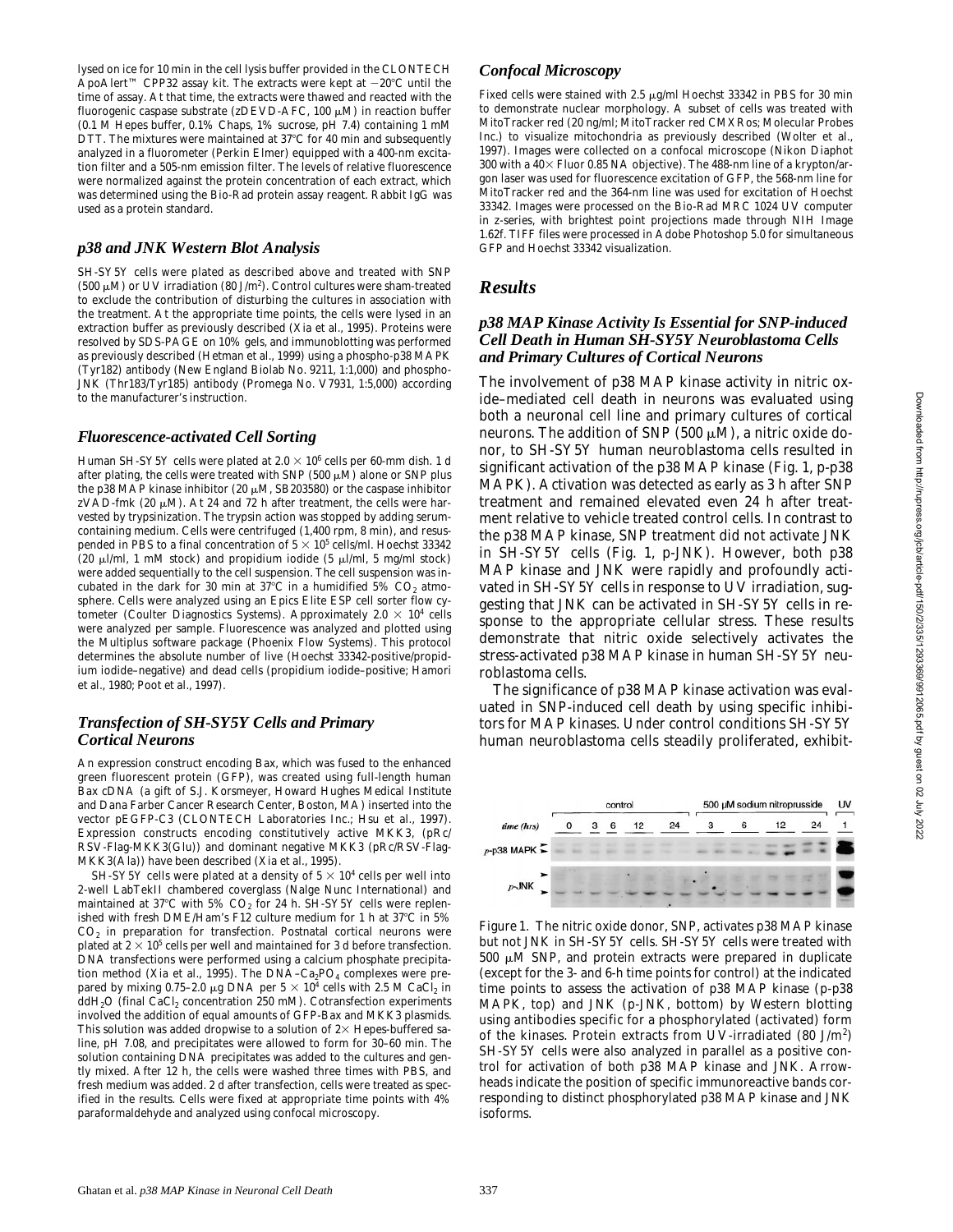lysed on ice for 10 min in the cell lysis buffer provided in the CLONTECH ApoAlert™ CPP32 assay kit. The extracts were kept at −20°C until the time of assay. At that time, the extracts were thawed and reacted with the fluorogenic caspase substrate (zDEVD-AFC, 100 μM) in reaction buffer (0.1 M Hepes buffer, 0.1% Chaps, 1% sucrose, pH 7.4) containing 1 mM DTT. The mixtures were maintained at 37°C for 40 min and subsequently analyzed in a fluorometer (Perkin Elmer) equipped with a 400-nm excitation filter and a 505-nm emission filter. The levels of relative fluorescence were normalized against the protein concentration of each extract, which was determined using the Bio-Rad protein assay reagent. Rabbit IgG was used as a protein standard.

### p38 and JNK Western Blot Analysis

SH-SY5Y cells were plated as described above and treated with SNP (500 μM) or UV irradiation (80 J/m$^2$). Control cultures were sham-treated to exclude the contribution of disturbing the cultures in association with the treatment. At the appropriate time points, the cells were lysed in an extraction buffer as previously described (Xia et al., 1995). Proteins were resolved by SDS-PAGE on 10% gels, and immunoblotting was performed as previously described (Hetman et al., 1999) using a phospho-p38 MAPK (Tyr182) antibody (New England Biolab No. 9211, 1:1,000) and phospho-JNK (Thr183/Tyr185) antibody (Promega No. V7931, 1:5,000) according to the manufacturer's instruction.

### Fluorescence-activated Cell Sorting

Human SH-SY5Y cells were plated at $2.0 \times 10^6$ cells per 60-mm dish. 1 d after plating, the cells were treated with SNP (500 μM) alone or SNP plus the p38 MAP kinase inhibitor (20 μM, SB203580) or the caspase inhibitor zVAD-fmk (20 μM). At 24 and 72 h after treatment, the cells were harvested by trypsinization. The trypsin action was stopped by adding serum-containing medium. Cells were centrifuged (1,400 rpm, 8 min), and resuspended in PBS to a final concentration of $5 \times 10^5$ cells/ml. Hoechst 33342 (20 μl/ml, 1 mM stock) and propidium iodide (5 μl/ml, 5 mg/ml stock) were added sequentially to the cell suspension. The cell suspension was incubated in the dark for 30 min at 37°C in a humidified 5% $CO_2$ atmosphere. Cells were analyzed using an Epics Elite ESP cell sorter flow cytometer (Coulter Diagnostics Systems). Approximately $2.0 \times 10^4$ cells were analyzed per sample. Fluorescence was analyzed and plotted using the Multiplus software package (Phoenix Flow Systems). This protocol determines the absolute number of live (Hoechst 33342-positive/propidium iodide–negative) and dead cells (propidium iodide–positive; Hamori et al., 1980; Poot et al., 1997).

### Transfection of SH-SY5Y Cells and Primary Cortical Neurons

An expression construct encoding Bax, which was fused to the enhanced green fluorescent protein (GFP), was created using full-length human Bax cDNA (a gift of S.J. Korsmeyer, Howard Hughes Medical Institute and Dana Farber Cancer Research Center, Boston, MA) inserted into the vector pEGFP-C3 (CLONTECH Laboratories Inc.; Hsu et al., 1997). Expression constructs encoding constitutively active MKK3, (pRc/RSV-Flag-MKK3(Glu)) and dominant negative MKK3 (pRc/RSV-Flag-MKK3(Ala)) have been described (Xia et al., 1995).

SH-SY5Y cells were plated at a density of $5 \times 10^4$ cells per well into 2-well LabTekII chambered coverglass (Nalge Nunc International) and maintained at 37°C with 5% $CO_2$ for 24 h. SH-SY5Y cells were replenished with fresh DME/Ham's F12 culture medium for 1 h at 37°C in 5% $CO_2$ in preparation for transfection. Postnatal cortical neurons were plated at $2 \times 10^5$ cells per well and maintained for 3 d before transfection. DNA transfections were performed using a calcium phosphate precipitation method (Xia et al., 1995). The DNA–$Ca_2PO_4$ complexes were prepared by mixing 0.75–2.0 μg DNA per $5 \times 10^4$ cells with 2.5 M $CaCl_2$ in $ddH_2O$ (final $CaCl_2$ concentration 250 mM). Cotransfection experiments involved the addition of equal amounts of GFP-Bax and MKK3 plasmids. This solution was added dropwise to a solution of 2× Hepes-buffered saline, pH 7.08, and precipitates were allowed to form for 30–60 min. The solution containing DNA precipitates was added to the cultures and gently mixed. After 12 h, the cells were washed three times with PBS, and fresh medium was added. 2 d after transfection, cells were treated as specified in the results. Cells were fixed at appropriate time points with 4% paraformaldehyde and analyzed using confocal microscopy.

### Confocal Microscopy

Fixed cells were stained with 2.5 μg/ml Hoechst 33342 in PBS for 30 min to demonstrate nuclear morphology. A subset of cells was treated with MitoTracker red (20 ng/ml; MitoTracker red CMXRos; Molecular Probes Inc.) to visualize mitochondria as previously described (Wolter et al., 1997). Images were collected on a confocal microscope (Nikon Diaphot 300 with a 40× Fluor 0.85 NA objective). The 488-nm line of a krypton/argon laser was used for fluorescence excitation of GFP, the 568-nm line for MitoTracker red and the 364-nm line was used for excitation of Hoechst 33342. Images were processed on the Bio-Rad MRC 1024 UV computer in z-series, with brightest point projections made through NIH Image 1.62f. TIFF files were processed in Adobe Photoshop 5.0 for simultaneous GFP and Hoechst 33342 visualization.

## Results

### p38 MAP Kinase Activity Is Essential for SNP-induced Cell Death in Human SH-SY5Y Neuroblastoma Cells and Primary Cultures of Cortical Neurons

The involvement of p38 MAP kinase activity in nitric oxide–mediated cell death in neurons was evaluated using both a neuronal cell line and primary cultures of cortical neurons. The addition of SNP (500 μM), a nitric oxide donor, to SH-SY5Y human neuroblastoma cells resulted in significant activation of the p38 MAP kinase (Fig. 1, p-p38 MAPK). Activation was detected as early as 3 h after SNP treatment and remained elevated even 24 h after treatment relative to vehicle treated control cells. In contrast to the p38 MAP kinase, SNP treatment did not activate JNK in SH-SY5Y cells (Fig. 1, p-JNK). However, both p38 MAP kinase and JNK were rapidly and profoundly activated in SH-SY5Y cells in response to UV irradiation, suggesting that JNK can be activated in SH-SY5Y cells in response to the appropriate cellular stress. These results demonstrate that nitric oxide selectively activates the stress-activated p38 MAP kinase in human SH-SY5Y neuroblastoma cells.

The significance of p38 MAP kinase activation was evaluated in SNP-induced cell death by using specific inhibitors for MAP kinases. Under control conditions SH-SY5Y human neuroblastoma cells steadily proliferated, exhibit-

Figure 1. The nitric oxide donor, SNP, activates p38 MAP kinase but not JNK in SH-SY5Y cells. SH-SY5Y cells were treated with 500 μM SNP, and protein extracts were prepared in duplicate (except for the 3- and 6-h time points for control) at the indicated time points to assess the activation of p38 MAP kinase (p-p38 MAPK, top) and JNK (p-JNK, bottom) by Western blotting using antibodies specific for a phosphorylated (activated) form of the kinases. Protein extracts from UV-irradiated (80 J/m$^2$) SH-SY5Y cells were also analyzed in parallel as a positive control for activation of both p38 MAP kinase and JNK. Arrowheads indicate the position of specific immunoreactive bands corresponding to distinct phosphorylated p38 MAP kinase and JNK isoforms.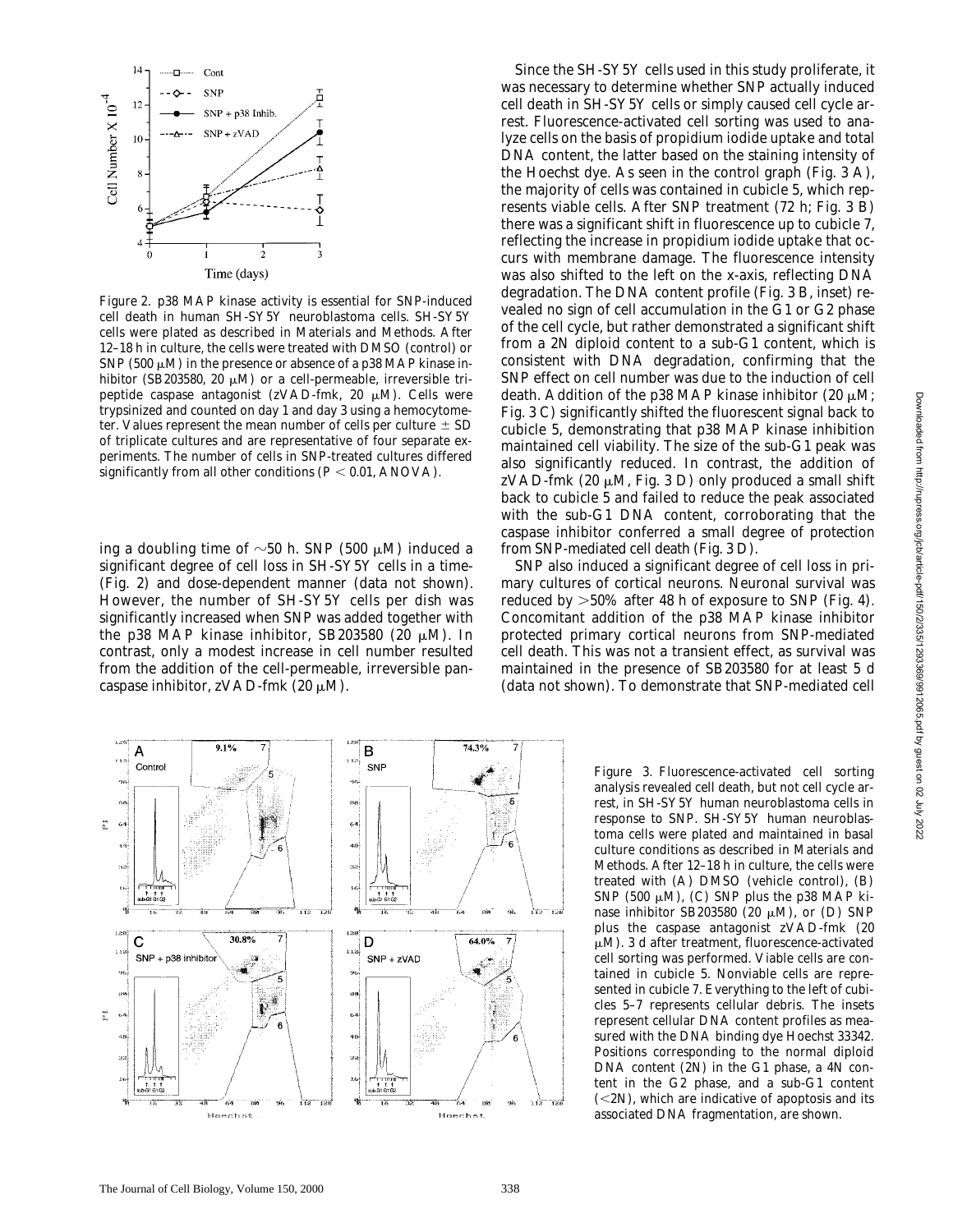Figure 2. p38 MAP kinase activity is essential for SNP-induced cell death in human SH-SY5Y neuroblastoma cells. SH-SY5Y cells were plated as described in Materials and Methods. After 12–18 h in culture, the cells were treated with DMSO (control) or SNP (500 μM) in the presence or absence of a p38 MAP kinase inhibitor (SB203580, 20 μM) or a cell-permeable, irreversible tripeptide caspase antagonist (zVAD-fmk, 20 μM). Cells were trypsinized and counted on day 1 and day 3 using a hemocytometer. Values represent the mean number of cells per culture ± SD of triplicate cultures and are representative of four separate experiments. The number of cells in SNP-treated cultures differed significantly from all other conditions ($P < 0.01$, ANOVA).

ing a doubling time of ~50 h. SNP (500 μM) induced a significant degree of cell loss in SH-SY5Y cells in a time- (Fig. 2) and dose-dependent manner (data not shown). However, the number of SH-SY5Y cells per dish was significantly increased when SNP was added together with the p38 MAP kinase inhibitor, SB203580 (20 μM). In contrast, only a modest increase in cell number resulted from the addition of the cell-permeable, irreversible pan-caspase inhibitor, zVAD-fmk (20 μM).

Since the SH-SY5Y cells used in this study proliferate, it was necessary to determine whether SNP actually induced cell death in SH-SY5Y cells or simply caused cell cycle arrest. Fluorescence-activated cell sorting was used to analyze cells on the basis of propidium iodide uptake and total DNA content, the latter based on the staining intensity of the Hoechst dye. As seen in the control graph (Fig. 3 A), the majority of cells was contained in cubicle 5, which represents viable cells. After SNP treatment (72 h; Fig. 3 B) there was a significant shift in fluorescence up to cubicle 7, reflecting the increase in propidium iodide uptake that occurs with membrane damage. The fluorescence intensity was also shifted to the left on the x-axis, reflecting DNA degradation. The DNA content profile (Fig. 3 B, inset) revealed no sign of cell accumulation in the G1 or G2 phase of the cell cycle, but rather demonstrated a significant shift from a 2N diploid content to a sub-G1 content, which is consistent with DNA degradation, confirming that the SNP effect on cell number was due to the induction of cell death. Addition of the p38 MAP kinase inhibitor (20 μM; Fig. 3 C) significantly shifted the fluorescent signal back to cubicle 5, demonstrating that p38 MAP kinase inhibition maintained cell viability. The size of the sub-G1 peak was also significantly reduced. In contrast, the addition of zVAD-fmk (20 μM, Fig. 3 D) only produced a small shift back to cubicle 5 and failed to reduce the peak associated with the sub-G1 DNA content, corroborating that the caspase inhibitor conferred a small degree of protection from SNP-mediated cell death (Fig. 3 D).

SNP also induced a significant degree of cell loss in primary cultures of cortical neurons. Neuronal survival was reduced by >50% after 48 h of exposure to SNP (Fig. 4). Concomitant addition of the p38 MAP kinase inhibitor protected primary cortical neurons from SNP-mediated cell death. This was not a transient effect, as survival was maintained in the presence of SB203580 for at least 5 d (data not shown). To demonstrate that SNP-mediated cell

Figure 3. Fluorescence-activated cell sorting analysis revealed cell death, but not cell cycle arrest, in SH-SY5Y human neuroblastoma cells in response to SNP. SH-SY5Y human neuroblastoma cells were plated and maintained in basal culture conditions as described in Materials and Methods. After 12–18 h in culture, the cells were treated with (A) DMSO (vehicle control), (B) SNP (500 μM), (C) SNP plus the p38 MAP kinase inhibitor SB203580 (20 μM), or (D) SNP plus the caspase antagonist zVAD-fmk (20 μM). 3 d after treatment, fluorescence-activated cell sorting was performed. Viable cells are contained in cubicle 5. Nonviable cells are represented in cubicle 7. Everything to the left of cubicles 5–7 represents cellular debris. The insets represent cellular DNA content profiles as measured with the DNA binding dye Hoechst 33342. Positions corresponding to the normal diploid DNA content (2N) in the G1 phase, a 4N content in the G2 phase, and a sub-G1 content (<2N), which are indicative of apoptosis and its associated DNA fragmentation, are shown.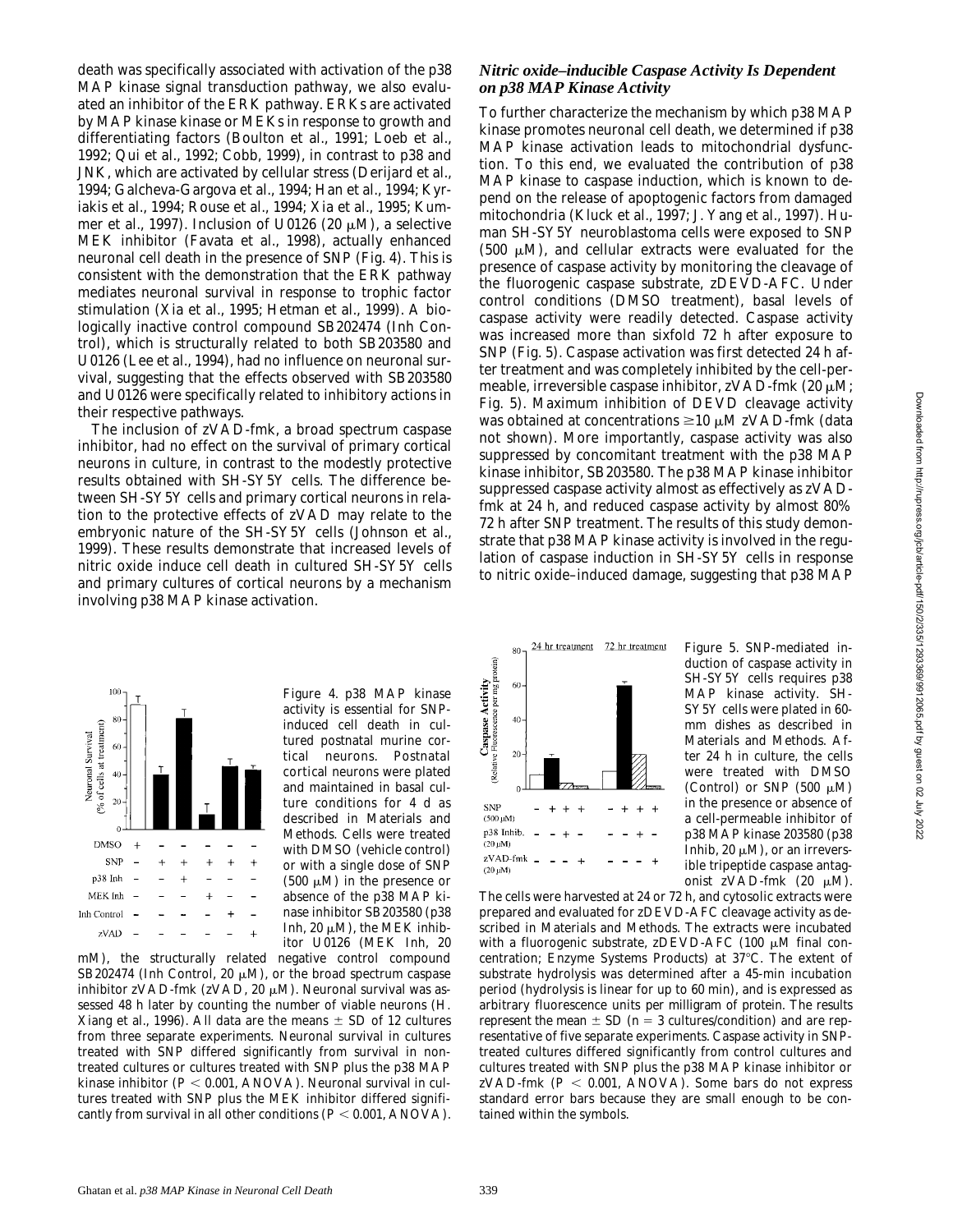death was specifically associated with activation of the p38 MAP kinase signal transduction pathway, we also evaluated an inhibitor of the ERK pathway. ERKs are activated by MAP kinase kinase or MEKs in response to growth and differentiating factors (Boulton et al., 1991; Loeb et al., 1992; Qui et al., 1992; Cobb, 1999), in contrast to p38 and JNK, which are activated by cellular stress (Derijard et al., 1994; Galcheva-Gargova et al., 1994; Han et al., 1994; Kyriakis et al., 1994; Rouse et al., 1994; Xia et al., 1995; Kummer et al., 1997). Inclusion of U0126 (20 μM), a selective MEK inhibitor (Favata et al., 1998), actually enhanced neuronal cell death in the presence of SNP (Fig. 4). This is consistent with the demonstration that the ERK pathway mediates neuronal survival in response to trophic factor stimulation (Xia et al., 1995; Hetman et al., 1999). A biologically inactive control compound SB202474 (Inh Control), which is structurally related to both SB203580 and U0126 (Lee et al., 1994), had no influence on neuronal survival, suggesting that the effects observed with SB203580 and U0126 were specifically related to inhibitory actions in their respective pathways.

The inclusion of zVAD-fmk, a broad spectrum caspase inhibitor, had no effect on the survival of primary cortical neurons in culture, in contrast to the modestly protective results obtained with SH-SY5Y cells. The difference between SH-SY5Y cells and primary cortical neurons in relation to the protective effects of zVAD may relate to the embryonic nature of the SH-SY5Y cells (Johnson et al., 1999). These results demonstrate that increased levels of nitric oxide induce cell death in cultured SH-SY5Y cells and primary cultures of cortical neurons by a mechanism involving p38 MAP kinase activation.

Figure 4. p38 MAP kinase activity is essential for SNP-induced cell death in cultured postnatal murine cortical neurons. Postnatal cortical neurons were plated and maintained in basal culture conditions for 4 d as described in Materials and Methods. Cells were treated with DMSO (vehicle control) or with a single dose of SNP (500 μM) in the presence or absence of the p38 MAP kinase inhibitor SB203580 (p38 Inh, 20 μM), the MEK inhibitor U0126 (MEK Inh, 20 mM), the structurally related negative control compound SB202474 (Inh Control, 20 μM), or the broad spectrum caspase inhibitor zVAD-fmk (zVAD, 20 μM). Neuronal survival was assessed 48 h later by counting the number of viable neurons (H. Xiang et al., 1996). All data are the means ± SD of 12 cultures from three separate experiments. Neuronal survival in cultures treated with SNP differed significantly from survival in nontreated cultures or cultures treated with SNP plus the p38 MAP kinase inhibitor ($P < 0.001$, ANOVA). Neuronal survival in cultures treated with SNP plus the MEK inhibitor differed significantly from survival in all other conditions ($P < 0.001$, ANOVA).

## *Nitric oxide–inducible Caspase Activity Is Dependent on p38 MAP Kinase Activity*

To further characterize the mechanism by which p38 MAP kinase promotes neuronal cell death, we determined if p38 MAP kinase activation leads to mitochondrial dysfunction. To this end, we evaluated the contribution of p38 MAP kinase to caspase induction, which is known to depend on the release of apoptogenic factors from damaged mitochondria (Kluck et al., 1997; J. Yang et al., 1997). Human SH-SY5Y neuroblastoma cells were exposed to SNP (500 μM), and cellular extracts were evaluated for the presence of caspase activity by monitoring the cleavage of the fluorogenic caspase substrate, zDEVD-AFC. Under control conditions (DMSO treatment), basal levels of caspase activity were readily detected. Caspase activity was increased more than sixfold 72 h after exposure to SNP (Fig. 5). Caspase activation was first detected 24 h after treatment and was completely inhibited by the cell-permeable, irreversible caspase inhibitor, zVAD-fmk (20 μM; Fig. 5). Maximum inhibition of DEVD cleavage activity was obtained at concentrations ≥10 μM zVAD-fmk (data not shown). More importantly, caspase activity was also suppressed by concomitant treatment with the p38 MAP kinase inhibitor, SB203580. The p38 MAP kinase inhibitor suppressed caspase activity almost as effectively as zVAD-fmk at 24 h, and reduced caspase activity by almost 80% 72 h after SNP treatment. The results of this study demonstrate that p38 MAP kinase activity is involved in the regulation of caspase induction in SH-SY5Y cells in response to nitric oxide–induced damage, suggesting that p38 MAP

Figure 5. SNP-mediated induction of caspase activity in SH-SY5Y cells requires p38 MAP kinase activity. SH-SY5Y cells were plated in 60-mm dishes as described in Materials and Methods. After 24 h in culture, the cells were treated with DMSO (Control) or SNP (500 μM) in the presence or absence of a cell-permeable inhibitor of p38 MAP kinase 203580 (p38 Inhib, 20 μM), or an irreversible tripeptide caspase antagonist zVAD-fmk (20 μM). The cells were harvested at 24 or 72 h, and cytosolic extracts were prepared and evaluated for zDEVD-AFC cleavage activity as described in Materials and Methods. The extracts were incubated with a fluorogenic substrate, zDEVD-AFC (100 μM final concentration; Enzyme Systems Products) at 37°C. The extent of substrate hydrolysis was determined after a 45-min incubation period (hydrolysis is linear for up to 60 min), and is expressed as arbitrary fluorescence units per milligram of protein. The results represent the mean ± SD ($n = 3$ cultures/condition) and are representative of five separate experiments. Caspase activity in SNP-treated cultures differed significantly from control cultures and cultures treated with SNP plus the p38 MAP kinase inhibitor or zVAD-fmk ($P < 0.001$, ANOVA). Some bars do not express standard error bars because they are small enough to be contained within the symbols.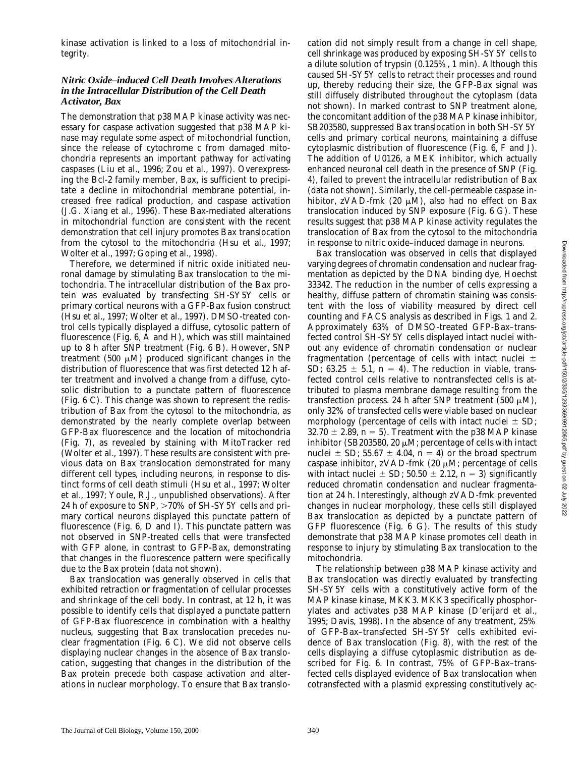kinase activation is linked to a loss of mitochondrial integrity.

### *Nitric Oxide–induced Cell Death Involves Alterations in the Intracellular Distribution of the Cell Death Activator, Bax*

The demonstration that p38 MAP kinase activity was necessary for caspase activation suggested that p38 MAP kinase may regulate some aspect of mitochondrial function, since the release of cytochrome c from damaged mitochondria represents an important pathway for activating caspases (Liu et al., 1996; Zou et al., 1997). Overexpressing the Bcl-2 family member, Bax, is sufficient to precipitate a decline in mitochondrial membrane potential, increased free radical production, and caspase activation (J.G. Xiang et al., 1996). These Bax-mediated alterations in mitochondrial function are consistent with the recent demonstration that cell injury promotes Bax translocation from the cytosol to the mitochondria (Hsu et al., 1997; Wolter et al., 1997; Goping et al., 1998).

Therefore, we determined if nitric oxide initiated neuronal damage by stimulating Bax translocation to the mitochondria. The intracellular distribution of the Bax protein was evaluated by transfecting SH-SY5Y cells or primary cortical neurons with a GFP-Bax fusion construct (Hsu et al., 1997; Wolter et al., 1997). DMSO-treated control cells typically displayed a diffuse, cytosolic pattern of fluorescence (Fig. 6, A and H), which was still maintained up to 8 h after SNP treatment (Fig. 6 B). However, SNP treatment (500 μM) produced significant changes in the distribution of fluorescence that was first detected 12 h after treatment and involved a change from a diffuse, cytosolic distribution to a punctate pattern of fluorescence (Fig. 6 C). This change was shown to represent the redistribution of Bax from the cytosol to the mitochondria, as demonstrated by the nearly complete overlap between GFP-Bax fluorescence and the location of mitochondria (Fig. 7), as revealed by staining with MitoTracker red (Wolter et al., 1997). These results are consistent with previous data on Bax translocation demonstrated for many different cell types, including neurons, in response to distinct forms of cell death stimuli (Hsu et al., 1997; Wolter et al., 1997; Youle, R.J., unpublished observations). After 24 h of exposure to SNP, >70% of SH-SY5Y cells and primary cortical neurons displayed this punctate pattern of fluorescence (Fig. 6, D and I). This punctate pattern was not observed in SNP-treated cells that were transfected with GFP alone, in contrast to GFP-Bax, demonstrating that changes in the fluorescence pattern were specifically due to the Bax protein (data not shown).

Bax translocation was generally observed in cells that exhibited retraction or fragmentation of cellular processes and shrinkage of the cell body. In contrast, at 12 h, it was possible to identify cells that displayed a punctate pattern of GFP-Bax fluorescence in combination with a healthy nucleus, suggesting that Bax translocation precedes nuclear fragmentation (Fig. 6 C). We did not observe cells displaying nuclear changes in the absence of Bax translocation, suggesting that changes in the distribution of the Bax protein precede both caspase activation and alterations in nuclear morphology. To ensure that Bax translocation did not simply result from a change in cell shape, cell shrinkage was produced by exposing SH-SY5Y cells to a dilute solution of trypsin (0.125%, 1 min). Although this caused SH-SY5Y cells to retract their processes and round up, thereby reducing their size, the GFP-Bax signal was still diffusely distributed throughout the cytoplasm (data not shown). In marked contrast to SNP treatment alone, the concomitant addition of the p38 MAP kinase inhibitor, SB203580, suppressed Bax translocation in both SH-SY5Y cells and primary cortical neurons, maintaining a diffuse cytoplasmic distribution of fluorescence (Fig. 6, F and J). The addition of U0126, a MEK inhibitor, which actually enhanced neuronal cell death in the presence of SNP (Fig. 4), failed to prevent the intracellular redistribution of Bax (data not shown). Similarly, the cell-permeable caspase inhibitor, zVAD-fmk (20 μM), also had no effect on Bax translocation induced by SNP exposure (Fig. 6 G). These results suggest that p38 MAP kinase activity regulates the translocation of Bax from the cytosol to the mitochondria in response to nitric oxide–induced damage in neurons.

Bax translocation was observed in cells that displayed varying degrees of chromatin condensation and nuclear fragmentation as depicted by the DNA binding dye, Hoechst 33342. The reduction in the number of cells expressing a healthy, diffuse pattern of chromatin staining was consistent with the loss of viability measured by direct cell counting and FACS analysis as described in Figs. 1 and 2. Approximately 63% of DMSO-treated GFP-Bax–transfected control SH-SY5Y cells displayed intact nuclei without any evidence of chromatin condensation or nuclear fragmentation (percentage of cells with intact nuclei ± SD; 63.25 ± 5.1, $n = 4$). The reduction in viable, transfected control cells relative to nontransfected cells is attributed to plasma membrane damage resulting from the transfection process. 24 h after SNP treatment (500 μM), only 32% of transfected cells were viable based on nuclear morphology (percentage of cells with intact nuclei ± SD; 32.70 ± 2.89, $n = 5$). Treatment with the p38 MAP kinase inhibitor (SB203580, 20 μM; percentage of cells with intact nuclei ± SD; 55.67 ± 4.04, $n = 4$) or the broad spectrum caspase inhibitor, zVAD-fmk (20 μM; percentage of cells with intact nuclei ± SD; 50.50 ± 2.12, $n = 3$) significantly reduced chromatin condensation and nuclear fragmentation at 24 h. Interestingly, although zVAD-fmk prevented changes in nuclear morphology, these cells still displayed Bax translocation as depicted by a punctate pattern of GFP fluorescence (Fig. 6 G). The results of this study demonstrate that p38 MAP kinase promotes cell death in response to injury by stimulating Bax translocation to the mitochondria.

The relationship between p38 MAP kinase activity and Bax translocation was directly evaluated by transfecting SH-SY5Y cells with a constitutively active form of the MAP kinase kinase, MKK3. MKK3 specifically phosphorylates and activates p38 MAP kinase (D'erijard et al., 1995; Davis, 1998). In the absence of any treatment, 25% of GFP-Bax–transfected SH-SY5Y cells exhibited evidence of Bax translocation (Fig. 8), with the rest of the cells displaying a diffuse cytoplasmic distribution as described for Fig. 6. In contrast, 75% of GFP-Bax–transfected cells displayed evidence of Bax translocation when cotransfected with a plasmid expressing constitutively ac-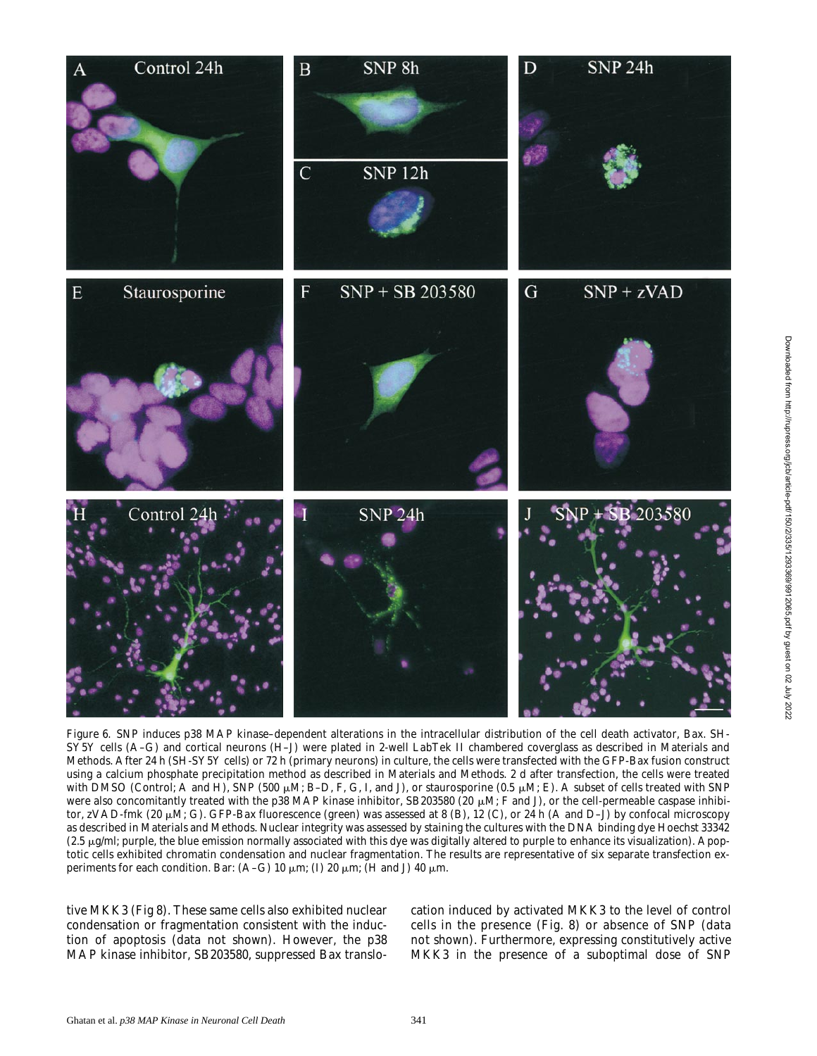Figure 6. SNP induces p38 MAP kinase–dependent alterations in the intracellular distribution of the cell death activator, Bax. SH-SY5Y cells (A–G) and cortical neurons (H–J) were plated in 2-well LabTek II chambered coverglass as described in Materials and Methods. After 24 h (SH-SY5Y cells) or 72 h (primary neurons) in culture, the cells were transfected with the GFP-Bax fusion construct using a calcium phosphate precipitation method as described in Materials and Methods. 2 d after transfection, the cells were treated with DMSO (Control; A and H), SNP (500 μM; B–D, F, G, I, and J), or staurosporine (0.5 μM; E). A subset of cells treated with SNP were also concomitantly treated with the p38 MAP kinase inhibitor, SB203580 (20 μM; F and J), or the cell-permeable caspase inhibitor, zVAD-fmk (20 μM; G). GFP-Bax fluorescence (green) was assessed at 8 (B), 12 (C), or 24 h (A and D–J) by confocal microscopy as described in Materials and Methods. Nuclear integrity was assessed by staining the cultures with the DNA binding dye Hoechst 33342 (2.5 μg/ml; purple, the blue emission normally associated with this dye was digitally altered to purple to enhance its visualization). Apoptotic cells exhibited chromatin condensation and nuclear fragmentation. The results are representative of six separate transfection experiments for each condition. Bar: (A–G) 10 μm; (I) 20 μm; (H and J) 40 μm.

tive MKK3 (Fig 8). These same cells also exhibited nuclear condensation or fragmentation consistent with the induction of apoptosis (data not shown). However, the p38 MAP kinase inhibitor, SB203580, suppressed Bax translocation induced by activated MKK3 to the level of control cells in the presence (Fig. 8) or absence of SNP (data not shown). Furthermore, expressing constitutively active MKK3 in the presence of a suboptimal dose of SNP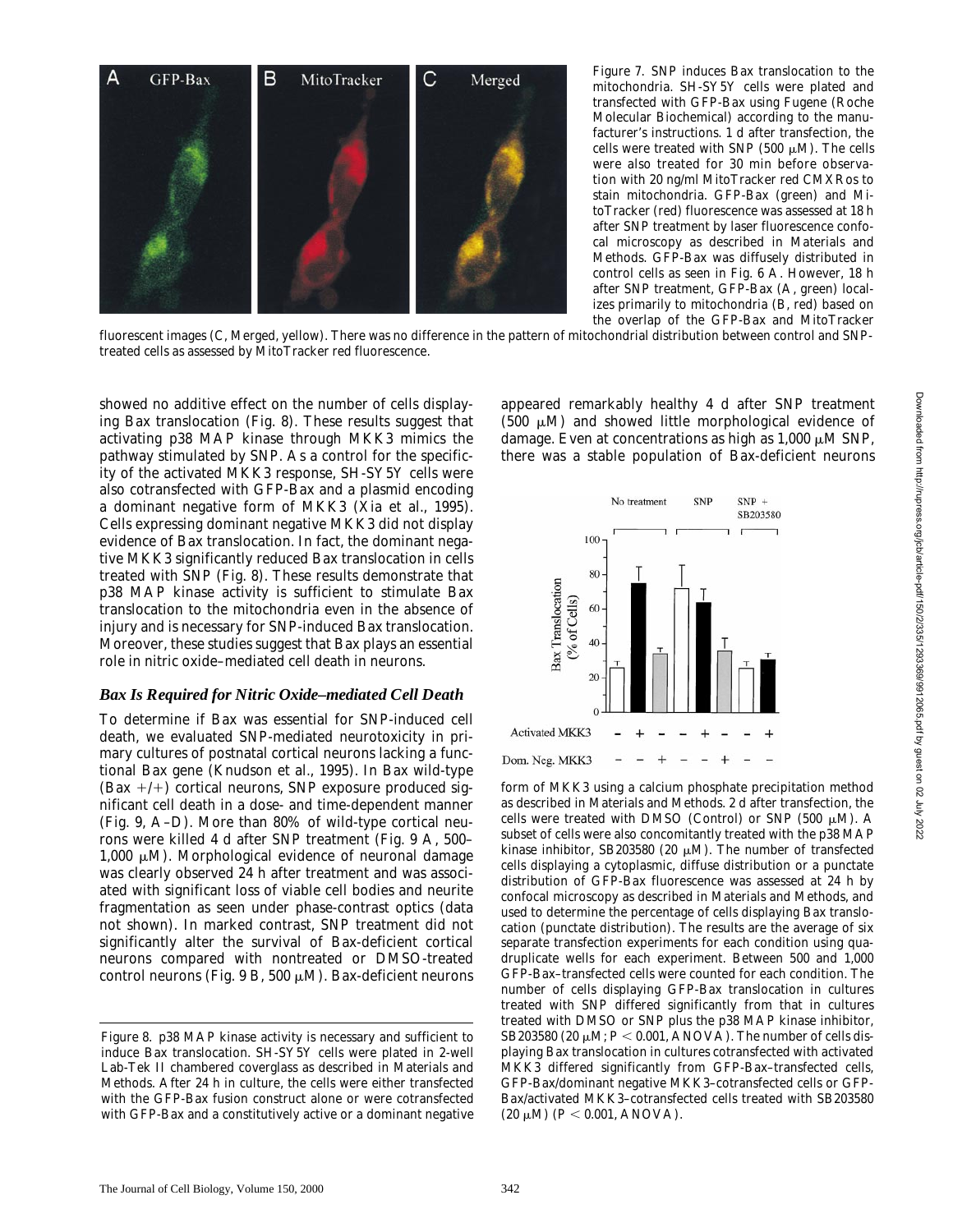Figure 7. SNP induces Bax translocation to the mitochondria. SH-SY5Y cells were plated and transfected with GFP-Bax using Fugene (Roche Molecular Biochemical) according to the manufacturer's instructions. 1 d after transfection, the cells were treated with SNP (500 μM). The cells were also treated for 30 min before observation with 20 ng/ml MitoTracker red CMXRos to stain mitochondria. GFP-Bax (green) and MitoTracker (red) fluorescence was assessed at 18 h after SNP treatment by laser fluorescence confocal microscopy as described in Materials and Methods. GFP-Bax was diffusely distributed in control cells as seen in Fig. 6 A. However, 18 h after SNP treatment, GFP-Bax (A, green) localizes primarily to mitochondria (B, red) based on the overlap of the GFP-Bax and MitoTracker fluorescent images (C, Merged, yellow). There was no difference in the pattern of mitochondrial distribution between control and SNP-treated cells as assessed by MitoTracker red fluorescence.

showed no additive effect on the number of cells displaying Bax translocation (Fig. 8). These results suggest that activating p38 MAP kinase through MKK3 mimics the pathway stimulated by SNP. As a control for the specificity of the activated MKK3 response, SH-SY5Y cells were also cotransfected with GFP-Bax and a plasmid encoding a dominant negative form of MKK3 (Xia et al., 1995). Cells expressing dominant negative MKK3 did not display evidence of Bax translocation. In fact, the dominant negative MKK3 significantly reduced Bax translocation in cells treated with SNP (Fig. 8). These results demonstrate that p38 MAP kinase activity is sufficient to stimulate Bax translocation to the mitochondria even in the absence of injury and is necessary for SNP-induced Bax translocation. Moreover, these studies suggest that Bax plays an essential role in nitric oxide–mediated cell death in neurons.

### *Bax Is Required for Nitric Oxide–mediated Cell Death*

To determine if Bax was essential for SNP-induced cell death, we evaluated SNP-mediated neurotoxicity in primary cultures of postnatal cortical neurons lacking a functional Bax gene (Knudson et al., 1995). In Bax wild-type (Bax +/+) cortical neurons, SNP exposure produced significant cell death in a dose- and time-dependent manner (Fig. 9, A–D). More than 80% of wild-type cortical neurons were killed 4 d after SNP treatment (Fig. 9 A, 500–1,000 μM). Morphological evidence of neuronal damage was clearly observed 24 h after treatment and was associated with significant loss of viable cell bodies and neurite fragmentation as seen under phase-contrast optics (data not shown). In marked contrast, SNP treatment did not significantly alter the survival of Bax-deficient cortical neurons compared with nontreated or DMSO-treated control neurons (Fig. 9 B, 500 μM). Bax-deficient neurons appeared remarkably healthy 4 d after SNP treatment (500 μM) and showed little morphological evidence of damage. Even at concentrations as high as 1,000 μM SNP, there was a stable population of Bax-deficient neurons

Figure 8. p38 MAP kinase activity is necessary and sufficient to induce Bax translocation. SH-SY5Y cells were plated in 2-well Lab-Tek II chambered coverglass as described in Materials and Methods. After 24 h in culture, the cells were either transfected with the GFP-Bax fusion construct alone or were cotransfected with GFP-Bax and a constitutively active or a dominant negative form of MKK3 using a calcium phosphate precipitation method as described in Materials and Methods. 2 d after transfection, the cells were treated with DMSO (Control) or SNP (500 μM). A subset of cells were also concomitantly treated with the p38 MAP kinase inhibitor, SB203580 (20 μM). The number of transfected cells displaying a cytoplasmic, diffuse distribution or a punctate distribution of GFP-Bax fluorescence was assessed at 24 h by confocal microscopy as described in Materials and Methods, and used to determine the percentage of cells displaying Bax translocation (punctate distribution). The results are the average of six separate transfection experiments for each condition using quadruplicate wells for each experiment. Between 500 and 1,000 GFP-Bax–transfected cells were counted for each condition. The number of cells displaying GFP-Bax translocation in cultures treated with SNP differed significantly from that in cultures treated with DMSO or SNP plus the p38 MAP kinase inhibitor, SB203580 (20 μM; $P < 0.001$, ANOVA). The number of cells displaying Bax translocation in cultures cotransfected with activated MKK3 differed significantly from GFP-Bax–transfected cells, GFP-Bax/dominant negative MKK3–cotransfected cells or GFP-Bax/activated MKK3–cotransfected cells treated with SB203580 (20 μM) ($P < 0.001$, ANOVA).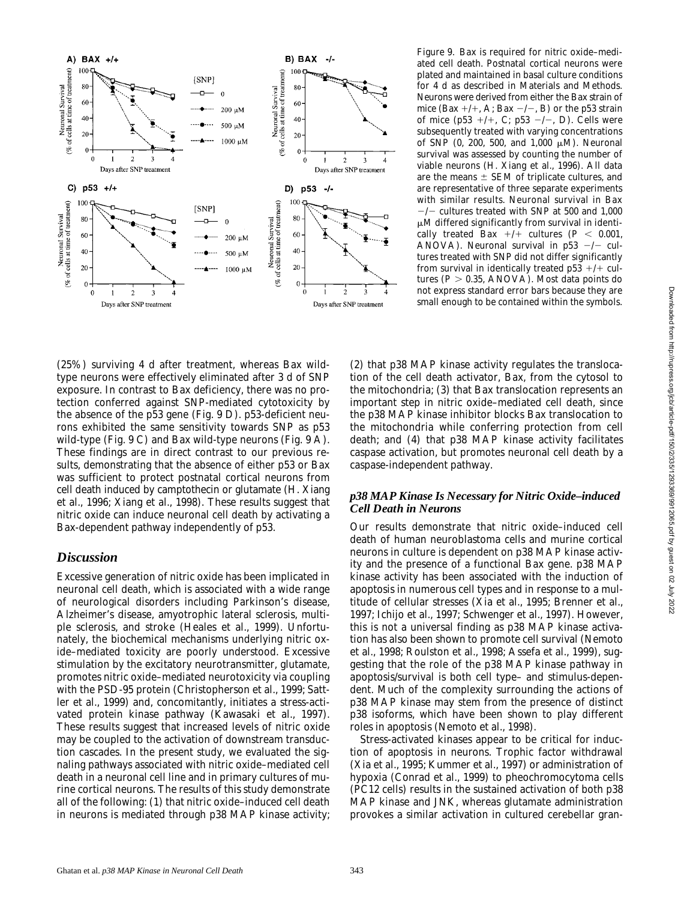Figure 9. Bax is required for nitric oxide–mediated cell death. Postnatal cortical neurons were plated and maintained in basal culture conditions for 4 d as described in Materials and Methods. Neurons were derived from either the Bax strain of mice (Bax +/+, A; Bax −/−, B) or the p53 strain of mice (p53 +/+, C; p53 −/−, D). Cells were subsequently treated with varying concentrations of SNP (0, 200, 500, and 1,000 μM). Neuronal survival was assessed by counting the number of viable neurons (H. Xiang et al., 1996). All data are the means ± SEM of triplicate cultures, and are representative of three separate experiments with similar results. Neuronal survival in Bax −/− cultures treated with SNP at 500 and 1,000 μM differed significantly from survival in identically treated Bax +/+ cultures ($P < 0.001$, ANOVA). Neuronal survival in p53 −/− cultures treated with SNP did not differ significantly from survival in identically treated p53 +/+ cultures ($P > 0.35$, ANOVA). Most data points do not express standard error bars because they are small enough to be contained within the symbols.

(25%) surviving 4 d after treatment, whereas Bax wild-type neurons were effectively eliminated after 3 d of SNP exposure. In contrast to Bax deficiency, there was no protection conferred against SNP-mediated cytotoxicity by the absence of the p53 gene (Fig. 9 D). p53-deficient neurons exhibited the same sensitivity towards SNP as p53 wild-type (Fig. 9 C) and Bax wild-type neurons (Fig. 9 A). These findings are in direct contrast to our previous results, demonstrating that the absence of either p53 or Bax was sufficient to protect postnatal cortical neurons from cell death induced by camptothecin or glutamate (H. Xiang et al., 1996; Xiang et al., 1998). These results suggest that nitric oxide can induce neuronal cell death by activating a Bax-dependent pathway independently of p53.

## Discussion

Excessive generation of nitric oxide has been implicated in neuronal cell death, which is associated with a wide range of neurological disorders including Parkinson's disease, Alzheimer's disease, amyotrophic lateral sclerosis, multiple sclerosis, and stroke (Heales et al., 1999). Unfortunately, the biochemical mechanisms underlying nitric oxide–mediated toxicity are poorly understood. Excessive stimulation by the excitatory neurotransmitter, glutamate, promotes nitric oxide–mediated neurotoxicity via coupling with the PSD-95 protein (Christopherson et al., 1999; Sattler et al., 1999) and, concomitantly, initiates a stress-activated protein kinase pathway (Kawasaki et al., 1997). These results suggest that increased levels of nitric oxide may be coupled to the activation of downstream transduction cascades. In the present study, we evaluated the signaling pathways associated with nitric oxide–mediated cell death in a neuronal cell line and in primary cultures of murine cortical neurons. The results of this study demonstrate all of the following: (1) that nitric oxide–induced cell death in neurons is mediated through p38 MAP kinase activity; (2) that p38 MAP kinase activity regulates the translocation of the cell death activator, Bax, from the cytosol to the mitochondria; (3) that Bax translocation represents an important step in nitric oxide–mediated cell death, since the p38 MAP kinase inhibitor blocks Bax translocation to the mitochondria while conferring protection from cell death; and (4) that p38 MAP kinase activity facilitates caspase activation, but promotes neuronal cell death by a caspase-independent pathway.

### *p38 MAP Kinase Is Necessary for Nitric Oxide–induced Cell Death in Neurons*

Our results demonstrate that nitric oxide–induced cell death of human neuroblastoma cells and murine cortical neurons in culture is dependent on p38 MAP kinase activity and the presence of a functional Bax gene. p38 MAP kinase activity has been associated with the induction of apoptosis in numerous cell types and in response to a multitude of cellular stresses (Xia et al., 1995; Brenner et al., 1997; Ichijo et al., 1997; Schwenger et al., 1997). However, this is not a universal finding as p38 MAP kinase activation has also been shown to promote cell survival (Nemoto et al., 1998; Roulston et al., 1998; Assefa et al., 1999), suggesting that the role of the p38 MAP kinase pathway in apoptosis/survival is both cell type– and stimulus-dependent. Much of the complexity surrounding the actions of p38 MAP kinase may stem from the presence of distinct p38 isoforms, which have been shown to play different roles in apoptosis (Nemoto et al., 1998).

Stress-activated kinases appear to be critical for induction of apoptosis in neurons. Trophic factor withdrawal (Xia et al., 1995; Kummer et al., 1997) or administration of hypoxia (Conrad et al., 1999) to pheochromocytoma cells (PC12 cells) results in the sustained activation of both p38 MAP kinase and JNK, whereas glutamate administration provokes a similar activation in cultured cerebellar gran-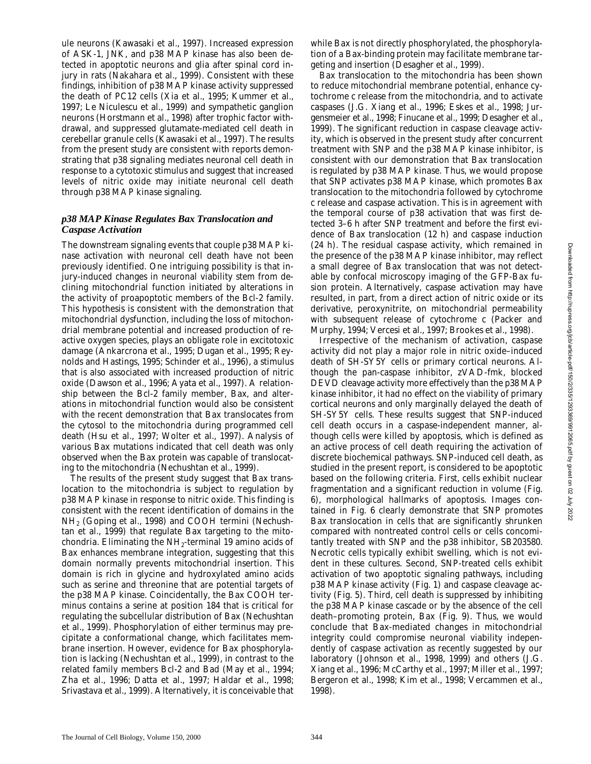ule neurons (Kawasaki et al., 1997). Increased expression of ASK-1, JNK, and p38 MAP kinase has also been detected in apoptotic neurons and glia after spinal cord injury in rats (Nakahara et al., 1999). Consistent with these findings, inhibition of p38 MAP kinase activity suppressed the death of PC12 cells (Xia et al., 1995; Kummer et al., 1997; Le Niculescu et al., 1999) and sympathetic ganglion neurons (Horstmann et al., 1998) after trophic factor withdrawal, and suppressed glutamate-mediated cell death in cerebellar granule cells (Kawasaki et al., 1997). The results from the present study are consistent with reports demonstrating that p38 signaling mediates neuronal cell death in response to a cytotoxic stimulus and suggest that increased levels of nitric oxide may initiate neuronal cell death through p38 MAP kinase signaling.

### *p38 MAP Kinase Regulates Bax Translocation and Caspase Activation*

The downstream signaling events that couple p38 MAP kinase activation with neuronal cell death have not been previously identified. One intriguing possibility is that injury-induced changes in neuronal viability stem from declining mitochondrial function initiated by alterations in the activity of proapoptotic members of the Bcl-2 family. This hypothesis is consistent with the demonstration that mitochondrial dysfunction, including the loss of mitochondrial membrane potential and increased production of reactive oxygen species, plays an obligate role in excitotoxic damage (Ankarcrona et al., 1995; Dugan et al., 1995; Reynolds and Hastings, 1995; Schinder et al., 1996), a stimulus that is also associated with increased production of nitric oxide (Dawson et al., 1996; Ayata et al., 1997). A relationship between the Bcl-2 family member, Bax, and alterations in mitochondrial function would also be consistent with the recent demonstration that Bax translocates from the cytosol to the mitochondria during programmed cell death (Hsu et al., 1997; Wolter et al., 1997). Analysis of various Bax mutations indicated that cell death was only observed when the Bax protein was capable of translocating to the mitochondria (Nechushtan et al., 1999).

The results of the present study suggest that Bax translocation to the mitochondria is subject to regulation by p38 MAP kinase in response to nitric oxide. This finding is consistent with the recent identification of domains in the $NH_2$ (Goping et al., 1998) and COOH termini (Nechushtan et al., 1999) that regulate Bax targeting to the mitochondria. Eliminating the $NH_2$-terminal 19 amino acids of Bax enhances membrane integration, suggesting that this domain normally prevents mitochondrial insertion. This domain is rich in glycine and hydroxylated amino acids such as serine and threonine that are potential targets of the p38 MAP kinase. Coincidentally, the Bax COOH terminus contains a serine at position 184 that is critical for regulating the subcellular distribution of Bax (Nechushtan et al., 1999). Phosphorylation of either terminus may precipitate a conformational change, which facilitates membrane insertion. However, evidence for Bax phosphorylation is lacking (Nechushtan et al., 1999), in contrast to the related family members Bcl-2 and Bad (May et al., 1994; Zha et al., 1996; Datta et al., 1997; Haldar et al., 1998; Srivastava et al., 1999). Alternatively, it is conceivable that while Bax is not directly phosphorylated, the phosphorylation of a Bax-binding protein may facilitate membrane targeting and insertion (Desagher et al., 1999).

Bax translocation to the mitochondria has been shown to reduce mitochondrial membrane potential, enhance cytochrome c release from the mitochondria, and to activate caspases (J.G. Xiang et al., 1996; Eskes et al., 1998; Jurgensmeier et al., 1998; Finucane et al., 1999; Desagher et al., 1999). The significant reduction in caspase cleavage activity, which is observed in the present study after concurrent treatment with SNP and the p38 MAP kinase inhibitor, is consistent with our demonstration that Bax translocation is regulated by p38 MAP kinase. Thus, we would propose that SNP activates p38 MAP kinase, which promotes Bax translocation to the mitochondria followed by cytochrome c release and caspase activation. This is in agreement with the temporal course of p38 activation that was first detected 3–6 h after SNP treatment and before the first evidence of Bax translocation (12 h) and caspase induction (24 h). The residual caspase activity, which remained in the presence of the p38 MAP kinase inhibitor, may reflect a small degree of Bax translocation that was not detectable by confocal microscopy imaging of the GFP-Bax fusion protein. Alternatively, caspase activation may have resulted, in part, from a direct action of nitric oxide or its derivative, peroxynitrite, on mitochondrial permeability with subsequent release of cytochrome c (Packer and Murphy, 1994; Vercesi et al., 1997; Brookes et al., 1998).

Irrespective of the mechanism of activation, caspase activity did not play a major role in nitric oxide–induced death of SH-SY5Y cells or primary cortical neurons. Although the pan-caspase inhibitor, zVAD-fmk, blocked DEVD cleavage activity more effectively than the p38 MAP kinase inhibitor, it had no effect on the viability of primary cortical neurons and only marginally delayed the death of SH-SY5Y cells. These results suggest that SNP-induced cell death occurs in a caspase-independent manner, although cells were killed by apoptosis, which is defined as an active process of cell death requiring the activation of discrete biochemical pathways. SNP-induced cell death, as studied in the present report, is considered to be apoptotic based on the following criteria. First, cells exhibit nuclear fragmentation and a significant reduction in volume (Fig. 6), morphological hallmarks of apoptosis. Images contained in Fig. 6 clearly demonstrate that SNP promotes Bax translocation in cells that are significantly shrunken compared with nontreated control cells or cells concomitantly treated with SNP and the p38 inhibitor, SB203580. Necrotic cells typically exhibit swelling, which is not evident in these cultures. Second, SNP-treated cells exhibit activation of two apoptotic signaling pathways, including p38 MAP kinase activity (Fig. 1) and caspase cleavage activity (Fig. 5). Third, cell death is suppressed by inhibiting the p38 MAP kinase cascade or by the absence of the cell death–promoting protein, Bax (Fig. 9). Thus, we would conclude that Bax-mediated changes in mitochondrial integrity could compromise neuronal viability independently of caspase activation as recently suggested by our laboratory (Johnson et al., 1998, 1999) and others (J.G. Xiang et al., 1996; McCarthy et al., 1997; Miller et al., 1997; Bergeron et al., 1998; Kim et al., 1998; Vercammen et al., 1998).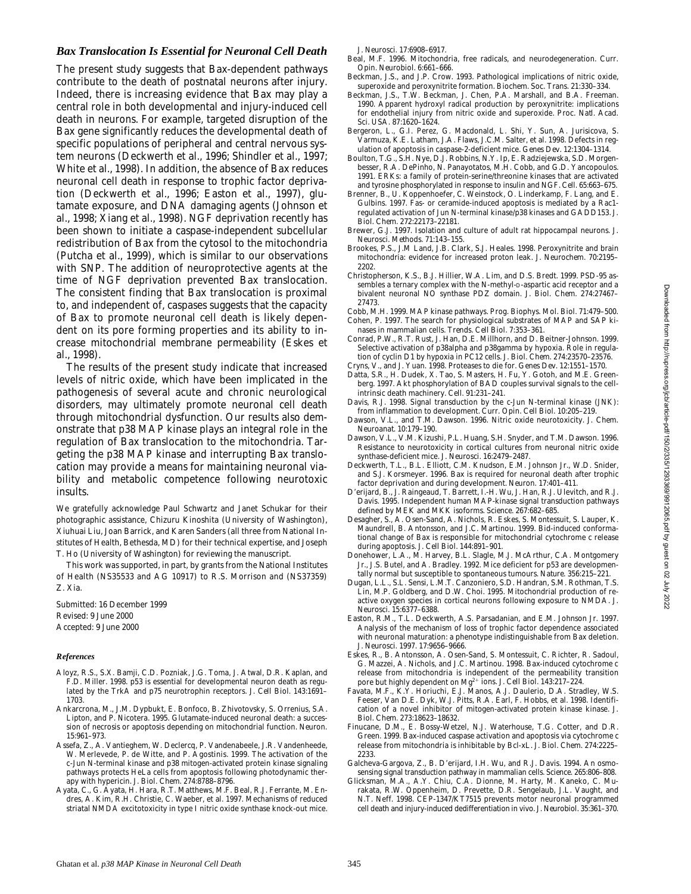### *Bax Translocation Is Essential for Neuronal Cell Death*

The present study suggests that Bax-dependent pathways contribute to the death of postnatal neurons after injury. Indeed, there is increasing evidence that Bax may play a central role in both developmental and injury-induced cell death in neurons. For example, targeted disruption of the Bax gene significantly reduces the developmental death of specific populations of peripheral and central nervous system neurons (Deckwerth et al., 1996; Shindler et al., 1997; White et al., 1998). In addition, the absence of Bax reduces neuronal cell death in response to trophic factor deprivation (Deckwerth et al., 1996; Easton et al., 1997), glutamate exposure, and DNA damaging agents (Johnson et al., 1998; Xiang et al., 1998). NGF deprivation recently has been shown to initiate a caspase-independent subcellular redistribution of Bax from the cytosol to the mitochondria (Putcha et al., 1999), which is similar to our observations with SNP. The addition of neuroprotective agents at the time of NGF deprivation prevented Bax translocation. The consistent finding that Bax translocation is proximal to, and independent of, caspases suggests that the capacity of Bax to promote neuronal cell death is likely dependent on its pore forming properties and its ability to increase mitochondrial membrane permeability (Eskes et al., 1998).

The results of the present study indicate that increased levels of nitric oxide, which have been implicated in the pathogenesis of several acute and chronic neurological disorders, may ultimately promote neuronal cell death through mitochondrial dysfunction. Our results also demonstrate that p38 MAP kinase plays an integral role in the regulation of Bax translocation to the mitochondria. Targeting the p38 MAP kinase and interrupting Bax translocation may provide a means for maintaining neuronal viability and metabolic competence following neurotoxic insults.

We gratefully acknowledge Paul Schwartz and Janet Schukar for their photographic assistance, Chizuru Kinoshita (University of Washington), Xiuhuai Liu, Joan Barrick, and Karen Sanders (all three from National Institutes of Health, Bethesda, MD) for their technical expertise, and Joseph T. Ho (University of Washington) for reviewing the manuscript.

This work was supported, in part, by grants from the National Institutes of Health (NS35533 and AG 10917) to R.S. Morrison and (NS37359) Z. Xia.

Submitted: 16 December 1999
Revised: 9 June 2000
Accepted: 9 June 2000

#### *References*

Aloyz, R.S., S.X. Bamji, C.D. Pozniak, J.G. Toma, J. Atwal, D.R. Kaplan, and F.D. Miller. 1998. p53 is essential for developmental neuron death as regulated by the TrkA and p75 neurotrophin receptors. *J. Cell Biol.* 143:1691–1703.

Ankarcrona, M., J.M. Dypbukt, E. Bonfoco, B. Zhivotovsky, S. Orrenius, S.A. Lipton, and P. Nicotera. 1995. Glutamate-induced neuronal death: a succession of necrosis or apoptosis depending on mitochondrial function. *Neuron.* 15:961–973.

Assefa, Z., A. Vantieghem, W. Declercq, P. Vandenabeele, J.R. Vandenheede, W. Merlevede, P. de Witte, and P. Agostinis. 1999. The activation of the c-Jun N-terminal kinase and p38 mitogen-activated protein kinase signaling pathways protects HeLa cells from apoptosis following photodynamic therapy with hypericin. *J. Biol. Chem.* 274:8788–8796.

Ayata, C., G. Ayata, H. Hara, R.T. Matthews, M.F. Beal, R.J. Ferrante, M. Endres, A. Kim, R.H. Christie, C. Waeber, et al. 1997. Mechanisms of reduced striatal NMDA excitotoxicity in type I nitric oxide synthase knock-out mice. *J. Neurosci.* 17:6908–6917.

Beal, M.F. 1996. Mitochondria, free radicals, and neurodegeneration. *Curr. Opin. Neurobiol.* 6:661–666.

Beckman, J.S., and J.P. Crow. 1993. Pathological implications of nitric oxide, superoxide and peroxynitrite formation. *Biochem. Soc. Trans.* 21:330–334.

Beckman, J.S., T.W. Beckman, J. Chen, P.A. Marshall, and B.A. Freeman. 1990. Apparent hydroxyl radical production by peroxynitrite: implications for endothelial injury from nitric oxide and superoxide. *Proc. Natl. Acad. Sci. USA.* 87:1620–1624.

Bergeron, L., G.I. Perez, G. Macdonald, L. Shi, Y. Sun, A. Jurisicova, S. Varmuza, K.E. Latham, J.A. Flaws, J.C.M. Salter, et al. 1998. Defects in regulation of apoptosis in caspase-2-deficient mice. *Genes Dev.* 12:1304–1314.

Boulton, T.G., S.H. Nye, D.J. Robbins, N.Y. Ip, E. Radziejewska, S.D. Morgenbesser, R.A. DePinho, N. Panayotatos, M.H. Cobb, and G.D. Yancopoulos. 1991. ERKs: a family of protein-serine/threonine kinases that are activated and tyrosine phosphorylated in response to insulin and NGF. *Cell.* 65:663–675.

Brenner, B., U. Koppenhoefer, C. Weinstock, O. Linderkamp, F. Lang, and E. Gulbins. 1997. Fas- or ceramide-induced apoptosis is mediated by a Rac1-regulated activation of Jun N-terminal kinase/p38 kinases and GADD153. *J. Biol. Chem.* 272:22173–22181.

Brewer, G.J. 1997. Isolation and culture of adult rat hippocampal neurons. *J. Neurosci. Methods.* 71:143–155.

Brookes, P.S., J.M Land, J.B. Clark, S.J. Heales. 1998. Peroxynitrite and brain mitochondria: evidence for increased proton leak. *J. Neurochem.* 70:2195–2202.

Christopherson, K.S., B.J. Hillier, W.A. Lim, and D.S. Bredt. 1999. PSD-95 assembles a ternary complex with the N-methyl-D-aspartic acid receptor and a bivalent neuronal NO synthase PDZ domain. *J. Biol. Chem.* 274:27467–27473.

Cobb, M.H. 1999. MAP kinase pathways. *Prog. Biophys. Mol. Biol.* 71:479–500.

Cohen, P. 1997. The search for physiological substrates of MAP and SAP kinases in mammalian cells. *Trends. Cell Biol.* 7:353–361.

Conrad, P.W., R.T. Rust, J. Han, D.E. Millhorn, and D. Beitner-Johnson. 1999. Selective activation of p38alpha and p38gamma by hypoxia. Role in regulation of cyclin D1 by hypoxia in PC12 cells. *J. Biol. Chem.* 274:23570–23576.

Cryns, V., and J. Yuan. 1998. Proteases to die for. *Genes Dev.* 12:1551–1570.

Datta, S.R., H. Dudek, X. Tao, S. Masters, H. Fu, Y. Gotoh, and M.E. Greenberg. 1997. Akt phosphorylation of BAD couples survival signals to the cell-intrinsic death machinery. *Cell.* 91:231–241.

Davis, R.J. 1998. Signal transduction by the c-Jun N-terminal kinase (JNK): from inflammation to development. *Curr. Opin. Cell Biol.* 10:205–219.

Dawson, V.L., and T.M. Dawson. 1996. Nitric oxide neurotoxicity. *J. Chem. Neuroanat.* 10:179–190.

Dawson, V.L., V.M. Kizushi, P.L. Huang, S.H. Snyder, and T.M. Dawson. 1996. Resistance to neurotoxicity in cortical cultures from neuronal nitric oxide synthase-deficient mice. *J. Neurosci.* 16:2479–2487.

Deckwerth, T.L., B.L. Elliott, C.M. Knudson, E.M. Johnson Jr., W.D. Snider, and S.J. Korsmeyer. 1996. Bax is required for neuronal death after trophic factor deprivation and during development. *Neuron.* 17:401–411.

D'erijard, B., J. Raingeaud, T. Barrett, I.-H. Wu, J. Han, R.J. Ulevitch, and R.J. Davis. 1995. Independent human MAP-kinase signal transduction pathways defined by MEK and MKK isoforms. *Science.* 267:682–685.

Desagher, S., A. Osen-Sand, A. Nichols, R. Eskes, S. Montessuit, S. Lauper, K. Maundrell, B. Antonsson, and J.C. Martinou. 1999. Bid-induced conformational change of Bax is responsible for mitochondrial cytochrome c release during apoptosis. *J. Cell Biol.* 144:891–901.

Donehower, L.A., M. Harvey, B.L. Slagle, M.J. McArthur, C.A. Montgomery Jr., J.S. Butel, and A. Bradley. 1992. Mice deficient for p53 are developmentally normal but susceptible to spontaneous tumours. *Nature.* 356:215–221.

Dugan, L.L., S.L. Sensi, L.M.T. Canzoniero, S.D. Handran, S.M. Rothman, T.S. Lin, M.P. Goldberg, and D.W. Choi. 1995. Mitochondrial production of reactive oxygen species in cortical neurons following exposure to NMDA. *J. Neurosci.* 15:6377–6388.

Easton, R.M., T.L. Deckwerth, A.S. Parsadanian, and E.M. Johnson Jr. 1997. Analysis of the mechanism of loss of trophic factor dependence associated with neuronal maturation: a phenotype indistinguishable from Bax deletion. *J. Neurosci.* 1997. 17:9656–9666.

Eskes, R., B. Antonsson, A. Osen-Sand, S. Montessuit, C. Richter, R. Sadoul, G. Mazzei, A. Nichols, and J.C. Martinou. 1998. Bax-induced cytochrome c release from mitochondria is independent of the permeability transition pore but highly dependent on $Mg^{2+}$ ions. *J. Cell Biol.* 143:217–224.

Favata, M.F., K.Y. Horiuchi, E.J. Manos, A.J. Daulerio, D.A. Stradley, W.S. Feeser, Van D.E. Dyk, W.J. Pitts, R.A. Earl, F. Hobbs, et al. 1998. Identification of a novel inhibitor of mitogen-activated protein kinase kinase. *J. Biol. Chem.* 273:18623–18632.

Finucane, D.M., E. Bossy-Wetzel, N.J. Waterhouse, T.G. Cotter, and D.R. Green. 1999. Bax-induced caspase activation and apoptosis via cytochrome c release from mitochondria is inhibitable by Bcl-xL. *J. Biol. Chem.* 274:2225–2233.

Galcheva-Gargova, Z., B. D'erijard, I.H. Wu, and R.J. Davis. 1994. An osmosensing signal transduction pathway in mammalian cells. *Science.* 265:806–808.

Glicksman, M.A., A.Y. Chiu, C.A. Dionne, M. Harty, M. Kaneko, C. Murakata, R.W. Oppenheim, D. Prevette, D.R. Sengelaub, J.L. Vaught, and N.T. Neff. 1998. CEP-1347/KT7515 prevents motor neuronal programmed cell death and injury-induced dedifferentiation in vivo. *J. Neurobiol.* 35:361–370.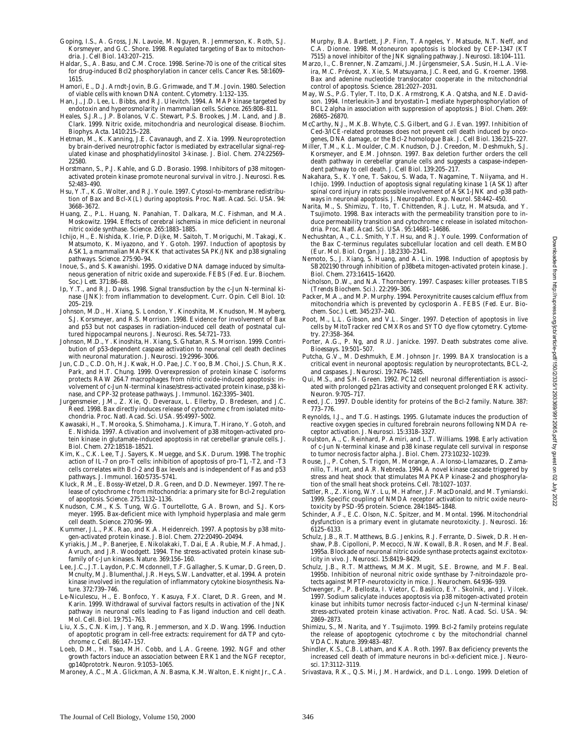Goping, I.S., A. Gross, J.N. Lavoie, M. Nguyen, R. Jemmerson, K. Roth, S.J. Korsmeyer, and G.C. Shore. 1998. Regulated targeting of Bax to mitochondria. *J. Cell Biol.* 143:207–215.

Haldar, S., A. Basu, and C.M. Croce. 1998. Serine-70 is one of the critical sites for drug-induced Bcl2 phosphorylation in cancer cells. *Cancer Res.* 58:1609–1615.

Hamori, E., D.J. Arndt-Jovin, B.G. Grimwade, and T.M. Jovin. 1980. Selection of viable cells with known DNA content. *Cytometry.* 1:132–135.

Han, J., J.D. Lee, L. Bibbs, and R.J. Ulevitch. 1994. A MAP kinase targeted by endotoxin and hyperosmolarity in mammalian cells. *Science.* 265:808–811.

Heales, S.J.R., J.P. Bolanos, V.C. Stewart, P.S. Brookes, J.M. Land, and J.B. Clark. 1999. Nitric oxide, mitochondria and neurological disease. *Biochim. Biophys. Acta.* 1410:215–228.

Hetman, M., K. Kanning, J.E. Cavanaugh, and Z. Xia. 1999. Neuroprotection by brain-derived neurotrophic factor is mediated by extracellular signal-regulated kinase and phosphatidylinositol 3-kinase. *J. Biol. Chem.* 274:22569–22580.

Horstmann, S., P.J. Kahle, and G.D. Borasio. 1998. Inhibitors of p38 mitogen-activated protein kinase promote neuronal survival in vitro. *J. Neurosci. Res.* 52:483–490.

Hsu, Y.T., K.G. Wolter, and R.J. Youle. 1997. Cytosol-to-membrane redistribution of Bax and Bcl-X(L) during apoptosis. *Proc. Natl. Acad. Sci. USA.* 94:3668–3672.

Huang, Z., P.L. Huang, N. Panahian, T. Dalkara, M.C. Fishman, and M.A. Moskowitz. 1994. Effects of cerebral ischemia in mice deficient in neuronal nitric oxide synthase. *Science.* 265:1883–1885.

Ichijo, H., E. Nishida, K. Irie, P. Dijke, M. Saitoh, T. Moriguchi, M. Takagi, K. Matsumoto, K. Miyazono, and Y. Gotoh. 1997. Induction of apoptosis by ASK1, a mammalian MAPKKK that activates SAPK/JNK and p38 signaling pathways. *Science.* 275:90–94.

Inoue, S., and S. Kawanishi. 1995. Oxidative DNA damage induced by simultaneous generation of nitric oxide and superoxide. *FEBS (Fed. Eur. Biochem. Soc.) Lett.* 371:86–88.

Ip, Y.T., and R.J. Davis. 1998. Signal transduction by the c-Jun N-terminal kinase (JNK): from inflammation to development. *Curr. Opin. Cell Biol.* 10:205–219.

Johnson, M.D., H. Xiang, S. London, Y. Kinoshita, M. Knudson, M. Mayberg, S.J. Korsmeyer, and R.S. Morrison. 1998. Evidence for involvement of Bax and p53 but not caspases in radiation-induced cell death of postnatal cultured hippocampal neurons. *J. Neurosci. Res.* 54:721–733.

Johnson, M.D., Y. Kinoshita, H. Xiang, S. Ghatan, R.S. Morrison. 1999. Contribution of p53-dependent caspase activation to neuronal cell death declines with neuronal maturation. *J. Neurosci.* 19:2996–3006.

Jun, C.D., C.D. Oh, H.J. Kwak, H.O. Pae, J.C. Yoo, B.M. Choi, J.S. Chun, R.K. Park, and H.T. Chung. 1999. Overexpression of protein kinase C isoforms protects RAW 264.7 macrophages from nitric oxide-induced apoptosis: involvement of c-Jun N-terminal kinase/stress-activated protein kinase, p38 kinase, and CPP-32 protease pathways. *J. Immunol.* 162:3395–3401.

Jurgensmeier, J.M., Z. Xie, Q. Deveraux, L. Ellerby, D. Bredesen, and J.C. Reed. 1998. Bax directly induces release of cytochrome c from isolated mitochondria. *Proc. Natl. Acad. Sci. USA.* 95:4997–5002.

Kawasaki, H., T. Morooka, S. Shimohama, J. Kimura, T. Hirano, Y. Gotoh, and E. Nishida. 1997. Activation and involvement of p38 mitogen-activated protein kinase in glutamate-induced apoptosis in rat cerebellar granule cells. *J. Biol. Chem.* 272:18518–18521.

Kim, K., C.K. Lee, T.J. Sayers, K. Muegge, and S.K. Durum. 1998. The trophic action of IL-7 on pro-T cells: inhibition of apoptosis of pro-T1, -T2, and -T3 cells correlates with Bcl-2 and Bax levels and is independent of Fas and p53 pathways. *J. Immunol.* 160:5735–5741.

Kluck, R.M., E. Bossy-Wetzel, D.R. Green, and D.D. Newmeyer. 1997. The release of cytochrome c from mitochondria: a primary site for Bcl-2 regulation of apoptosis. *Science.* 275:1132–1136.

Knudson, C.M., K.S. Tung, W.G. Tourtellotte, G.A. Brown, and S.J. Korsmeyer. 1995. Bax-deficient mice with lymphoid hyperplasia and male germ cell death. *Science.* 270:96–99.

Kummer, J.L., P.K. Rao, and K.A. Heidenreich. 1997. Apoptosis by p38 mitogen-activated protein kinase. *J. Biol. Chem.* 272:20490–20494.

Kyriakis, J.M., P. Banerjee, E. Nikolakaki, T. Dai, E.A. Rubie, M.F. Ahmad, J. Avruch, and J.R. Woodgett. 1994. The stress-activated protein kinase subfamily of c-Jun kinases. *Nature.* 369:156–160.

Lee, J.C., J.T. Laydon, P.C. Mcdonnell, T.F. Gallagher, S. Kumar, D. Green, D. Mcnulty, M.J. Blumenthal, J.R. Heys, S.W. Landvatter, et al. 1994. A protein kinase involved in the regulation of inflammatory cytokine biosynthesis. *Nature.* 372:739–746.

Le-Niculescu, H., E. Bonfoco, Y. Kasuya, F.X. Claret, D.R. Green, and M. Karin. 1999. Withdrawal of survival factors results in activation of the JNK pathway in neuronal cells leading to Fas ligand induction and cell death. *Mol. Cell. Biol.* 19:751–763.

Liu, X.S., C.N. Kim, J. Yang, R. Jemmerson, and X.D. Wang. 1996. Induction of apoptotic program in cell-free extracts: requirement for dATP and cytochrome c. *Cell.* 86:147–157.

Loeb, D.M., H. Tsao, M.H. Cobb, and L.A. Greene. 1992. NGF and other growth factors induce an association between ERK1 and the NGF receptor, gp140prototrk. *Neuron.* 9:1053–1065.

Maroney, A.C., M.A. Glickman, A.N. Basma, K.M. Walton, E. Knight Jr., C.A. Murphy, B.A. Bartlett, J.P. Finn, T. Angeles, Y. Matsude, N.T. Neff, and C.A. Dionne. 1998. Motoneuron apoptosis is blocked by CEP-1347 (KT 7515) a novel inhibitor of the JNK signaling pathway. *J. Neurosci.* 18:104–111.

Marzo, I., C. Brenner, N. Zamzami, J.M. Jürgensmeier, S.A. Susin, H.L.A. Vieira, M.C. Prévost, X. Xie, S. Matsuyama, J.C. Reed, and G. Kroemer. 1998. Bax and adenine nucleotide translocator cooperate in the mitochondrial control of apoptosis. *Science.* 281:2027–2031.

May, W.S., P.G. Tyler, T. Ito, D.K. Armstrong, K.A. Qatsha, and N.E. Davidson. 1994. Interleukin-3 and bryostatin-1 mediate hyperphosphorylation of BCL2 alpha in association with suppression of apoptosis. *J. Biol. Chem.* 269:26865–26870.

McCarthy, N.J., M.K.B. Whyte, C.S. Gilbert, and G.I. Evan. 1997. Inhibition of Ced-3/ICE-related proteases does not prevent cell death induced by oncogenes, DNA damage, or the Bcl-2 homologue Bak. *J. Cell Biol.* 136:215–227.

Miller, T.M., K.L. Moulder, C.M. Knudson, D.J. Creedon, M. Deshmukh, S.J. Korsmeyer, and E.M. Johnson. 1997. Bax deletion further orders the cell death pathway in cerebellar granule cells and suggests a caspase-independent pathway to cell death. *J. Cell Biol.* 139:205–217.

Nakahara, S., K. Yone, T. Sakou, S. Wada, T. Nagamine, T. Niiyama, and H. Ichijo. 1999. Induction of apoptosis signal regulating kinase 1 (ASK1) after spinal cord injury in rats: possible involvement of ASK1-JNK and -p38 pathways in neuronal apoptosis. *J. Neuropathol. Exp. Neurol.* 58:442–450.

Narita, M., S. Shimizu, T. Ito, T. Chittenden, R.J. Lutz, H. Matsuda, and Y. Tsujimoto. 1998. Bax interacts with the permeability transition pore to induce permeability transition and cytochrome c release in isolated mitochondria. *Proc. Natl. Acad. Sci. USA.* 95:14681–14686.

Nechushtan, A., C.L. Smith, Y.T. Hsu, and R.J. Youle. 1999. Conformation of the Bax C-terminus regulates subcellular location and cell death. *EMBO (Eur. Mol. Biol. Organ.) J.* 18:2330–2341.

Nemoto, S., J. Xiang, S. Huang, and A. Lin. 1998. Induction of apoptosis by SB202190 through inhibition of p38beta mitogen-activated protein kinase. *J. Biol. Chem.* 273:16415–16420.

Nicholson, D.W., and N.A. Thornberry. 1997. Caspases: killer proteases. *TIBS (Trends Biochem. Sci.).* 22:299–306.

Packer, M.A., and M.P. Murphy. 1994. Peroxynitrite causes calcium efflux from mitochondria which is prevented by cyclosporin A. *FEBS (Fed. Eur. Biochem. Soc.) Lett.* 345:237–240.

Poot, M., L.L. Gibson, and V.L. Singer. 1997. Detection of apoptosis in live cells by MitoTracker red CMXRos and SYTO dye flow cytometry. *Cytometry.* 27:358–364.

Porter, A.G., P. Ng, and R.U. Janicke. 1997. Death substrates come alive. *Bioessays.* 19:501–507.

Putcha, G.V., M. Deshmukh, E.M. Johnson Jr. 1999. BAX translocation is a critical event in neuronal apoptosis: regulation by neuroprotectants, BCL-2, and caspases. *J. Neurosci.* 19:7476–7485.

Qui, M.S., and S.H. Green. 1992. PC12 cell neuronal differentiation is associated with prolonged p21ras activity and consequent prolonged ERK activity. *Neuron.* 9:705–717.

Reed, J.C. 1997. Double identity for proteins of the Bcl-2 family. *Nature.* 387:773–776.

Reynolds, I.J., and T.G. Hastings. 1995. Glutamate induces the production of reactive oxygen species in cultured forebrain neurons following NMDA receptor activation. *J. Neurosci.* 15:3318–3327.

Roulston, A., C. Reinhard, P. Amiri, and L.T. Williams. 1998. Early activation of c-Jun N-terminal kinase and p38 kinase regulate cell survival in response to tumor necrosis factor alpha. *J. Biol. Chem.* 273:10232–10239.

Rouse, J., P. Cohen, S. Trigon, M. Morange, A. Alonso-Llamazares, D. Zamanillo, T. Hunt, and A.R. Nebreda. 1994. A novel kinase cascade triggered by stress and heat shock that stimulates MAPKAP kinase-2 and phosphorylation of the small heat shock proteins. *Cell.* 78:1027–1037.

Sattler, R., Z. Xiong, W.Y. Lu, M. Hafner, J.F. MacDonald, and M. Tymianski. 1999. Specific coupling of NMDA receptor activation to nitric oxide neurotoxicity by PSD-95 protein. *Science.* 284:1845–1848.

Schinder, A.F., E.C. Olson, N.C. Spitzer, and M. Montal. 1996. Mitochondrial dysfunction is a primary event in glutamate neurotoxicity. *J. Neurosci.* 16:6125–6133.

Schulz, J.B., R.T. Matthews, B.G. Jenkins, R.J. Ferrante, D. Siwek, D.R. Henshaw, P.B. Cipolloni, P. Mecocci, N.W. Kowall, B.R. Rosen, and M.F. Beal. 1995a. Blockade of neuronal nitric oxide synthase protects against excitotoxicity in vivo. *J. Neurosci.* 15:8419–8429.

Schulz, J.B., R.T. Matthews, M.M.K. Mugit, S.E. Browne, and M.F. Beal. 1995b. Inhibition of neuronal nitric oxide synthase by 7-nitroindazole protects against MPTP-neurotoxicity in mice. *J. Neurochem.* 64:936–939.

Schwenger, P., P. Bellosta, I. Vietor, C. Basilico, E.Y. Skolnik, and J. Vilcek. 1997. Sodium salicylate induces apoptosis via p38 mitogen-activated protein kinase but inhibits tumor necrosis factor-induced c-Jun N-terminal kinase/stress-activated protein kinase activation. *Proc. Natl. Acad. Sci. USA.* 94:2869–2873.

Shimizu, S., M. Narita, and Y. Tsujimoto. 1999. Bcl-2 family proteins regulate the release of apoptogenic cytochrome c by the mitochondrial channel VDAC. *Nature.* 399:483–487.

Shindler, K.S., C.B. Latham, and K.A. Roth. 1997. Bax deficiency prevents the increased cell death of immature neurons in bcl-x-deficient mice. *J. Neurosci.* 17:3112–3119.

Srivastava, R.K., Q.S. Mi, J.M. Hardwick, and D.L. Longo. 1999. Deletion of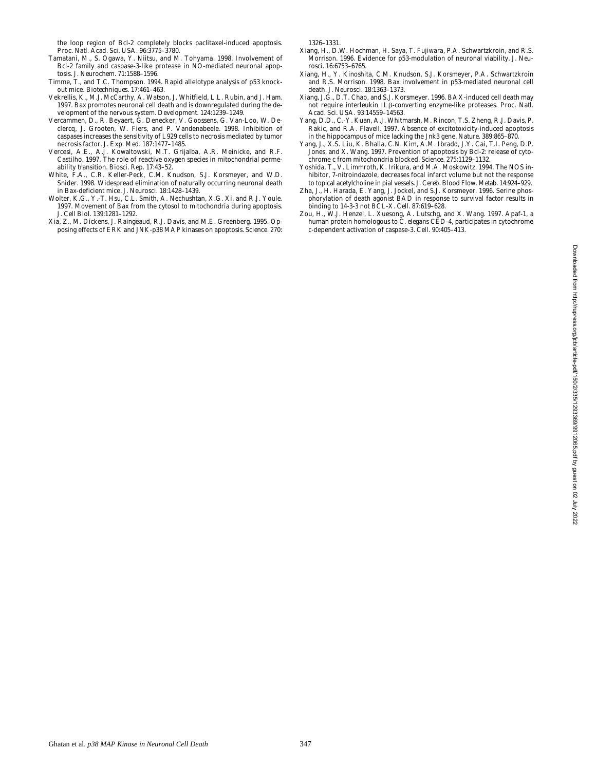the loop region of Bcl-2 completely blocks paclitaxel-induced apoptosis. Proc. Natl. Acad. Sci. USA. 96:3775–3780.

Tamatani, M., S. Ogawa, Y. Niitsu, and M. Tohyama. 1998. Involvement of Bcl-2 family and caspase-3-like protease in NO-mediated neuronal apoptosis. J. Neurochem. 71:1588–1596.

Timme, T., and T.C. Thompson. 1994. Rapid allelotype analysis of p53 knockout mice. Biotechniques. 17:461–463.

Vekrellis, K., M.J. McCarthy, A. Watson, J. Whitfield, L.L. Rubin, and J. Ham. 1997. Bax promotes neuronal cell death and is downregulated during the development of the nervous system. Development. 124:1239–1249.

Vercammen, D., R. Beyaert, G. Denecker, V. Goossens, G. Van-Loo, W. Declercq, J. Grooten, W. Fiers, and P. Vandenabeele. 1998. Inhibition of caspases increases the sensitivity of L929 cells to necrosis mediated by tumor necrosis factor. J. Exp. Med. 187:1477–1485.

Vercesi, A.E., A.J. Kowaltowski, M.T. Grijalba, A.R. Meinicke, and R.F. Castilho. 1997. The role of reactive oxygen species in mitochondrial permeability transition. Biosci. Rep. 17:43–52.

White, F.A., C.R. Keller-Peck, C.M. Knudson, S.J. Korsmeyer, and W.D. Snider. 1998. Widespread elimination of naturally occurring neuronal death in Bax-deficient mice. J. Neurosci. 18:1428–1439.

Wolter, K.G., Y.-T. Hsu, C.L. Smith, A. Nechushtan, X.G. Xi, and R.J. Youle. 1997. Movement of Bax from the cytosol to mitochondria during apoptosis. J. Cell Biol. 139:1281–1292.

Xia, Z., M. Dickens, J. Raingeaud, R.J. Davis, and M.E. Greenberg. 1995. Opposing effects of ERK and JNK-p38 MAP kinases on apoptosis. Science. 270: 1326–1331.

Xiang, H., D.W. Hochman, H. Saya, T. Fujiwara, P.A. Schwartzkroin, and R.S. Morrison. 1996. Evidence for p53-modulation of neuronal viability. J. Neurosci. 16:6753–6765.

Xiang, H., Y. Kinoshita, C.M. Knudson, S.J. Korsmeyer, P.A. Schwartzkroin and R.S. Morrison. 1998. Bax involvement in p53-mediated neuronal cell death. J. Neurosci. 18:1363–1373.

Xiang, J.G., D.T. Chao, and S.J. Korsmeyer. 1996. BAX-induced cell death may not require interleukin IL$\beta$-converting enzyme-like proteases. Proc. Natl. Acad. Sci. USA. 93:14559–14563.

Yang, D.D., C.-Y. Kuan, A.J. Whitmarsh, M. Rincon, T.S. Zheng, R.J. Davis, P. Rakic, and R.A. Flavell. 1997. Absence of excitotoxicity-induced apoptosis in the hippocampus of mice lacking the Jnk3 gene. Nature. 389:865–870.

Yang, J., X.S. Liu, K. Bhalla, C.N. Kim, A.M. Ibrado, J.Y. Cai, T.I. Peng, D.P. Jones, and X. Wang. 1997. Prevention of apoptosis by Bcl-2: release of cytochrome c from mitochondria blocked. Science. 275:1129–1132.

Yoshida, T., V. Limmroth, K. Irikura, and M.A. Moskowitz. 1994. The NOS inhibitor, 7-nitroindazole, decreases focal infarct volume but not the response to topical acetylcholine in pial vessels. J. Cereb. Blood Flow. Metab. 14:924–929.

Zha, J., H. Harada, E. Yang, J. Jockel, and S.J. Korsmeyer. 1996. Serine phosphorylation of death agonist BAD in response to survival factor results in binding to 14-3-3 not BCL-X. Cell. 87:619–628.

Zou, H., W.J. Henzel, L. Xuesong, A. Lutschg, and X. Wang. 1997. Apaf-1, a human protein homologous to C. elegans CED-4, participates in cytochrome c-dependent activation of caspase-3. Cell. 90:405–413.